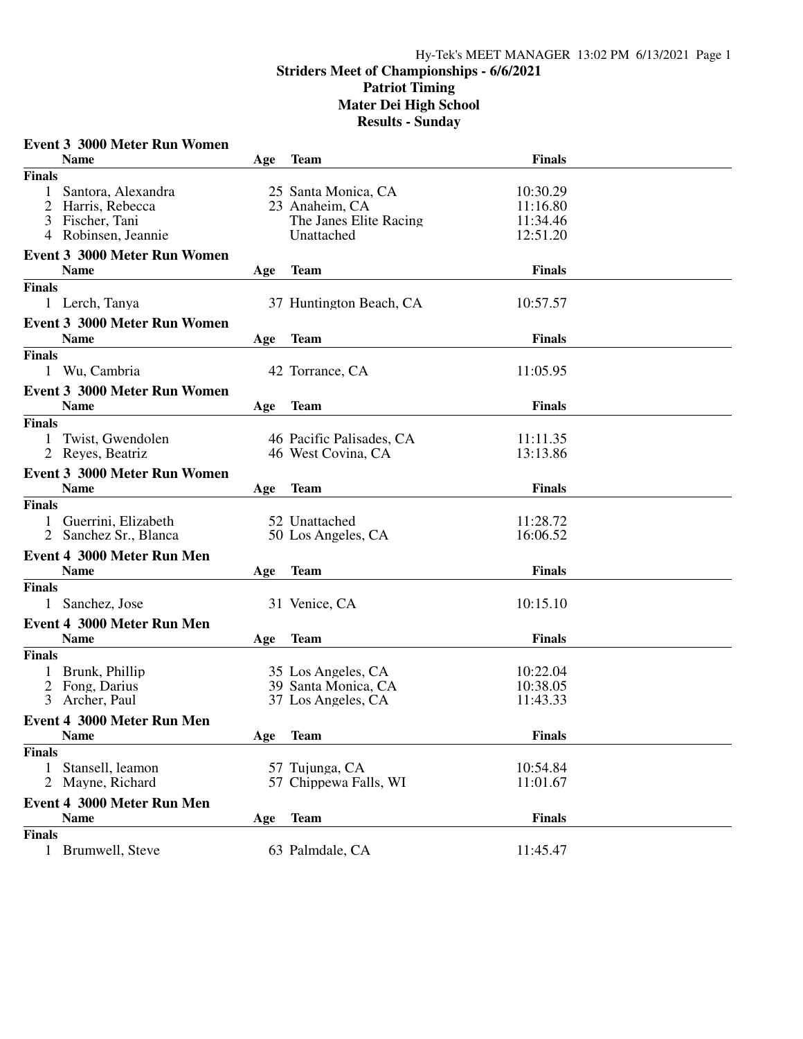# Striders Meet of Championships - 6/6/2021
## Patriot Timing
## Mater Dei High School
## Results - Sunday

### Event 3 3000 Meter Run Women

| | Name | Age | Team | Finals |
|---|---|---|---|---|
| **Finals** | | | | |
| 1 | Santora, Alexandra | 25 | Santa Monica, CA | 10:30.29 |
| 2 | Harris, Rebecca | 23 | Anaheim, CA | 11:16.80 |
| 3 | Fischer, Tani | | The Janes Elite Racing | 11:34.46 |
| 4 | Robinsen, Jeannie | | Unattached | 12:51.20 |

### Event 3 3000 Meter Run Women

| | Name | Age | Team | Finals |
|---|---|---|---|---|
| **Finals** | | | | |
| 1 | Lerch, Tanya | 37 | Huntington Beach, CA | 10:57.57 |

### Event 3 3000 Meter Run Women

| | Name | Age | Team | Finals |
|---|---|---|---|---|
| **Finals** | | | | |
| 1 | Wu, Cambria | 42 | Torrance, CA | 11:05.95 |

### Event 3 3000 Meter Run Women

| | Name | Age | Team | Finals |
|---|---|---|---|---|
| **Finals** | | | | |
| 1 | Twist, Gwendolen | 46 | Pacific Palisades, CA | 11:11.35 |
| 2 | Reyes, Beatriz | 46 | West Covina, CA | 13:13.86 |

### Event 3 3000 Meter Run Women

| | Name | Age | Team | Finals |
|---|---|---|---|---|
| **Finals** | | | | |
| 1 | Guerrini, Elizabeth | 52 | Unattached | 11:28.72 |
| 2 | Sanchez Sr., Blanca | 50 | Los Angeles, CA | 16:06.52 |

### Event 4 3000 Meter Run Men

| | Name | Age | Team | Finals |
|---|---|---|---|---|
| **Finals** | | | | |
| 1 | Sanchez, Jose | 31 | Venice, CA | 10:15.10 |

### Event 4 3000 Meter Run Men

| | Name | Age | Team | Finals |
|---|---|---|---|---|
| **Finals** | | | | |
| 1 | Brunk, Phillip | 35 | Los Angeles, CA | 10:22.04 |
| 2 | Fong, Darius | 39 | Santa Monica, CA | 10:38.05 |
| 3 | Archer, Paul | 37 | Los Angeles, CA | 11:43.33 |

### Event 4 3000 Meter Run Men

| | Name | Age | Team | Finals |
|---|---|---|---|---|
| **Finals** | | | | |
| 1 | Stansell, leamon | 57 | Tujunga, CA | 10:54.84 |
| 2 | Mayne, Richard | 57 | Chippewa Falls, WI | 11:01.67 |

### Event 4 3000 Meter Run Men

| | Name | Age | Team | Finals |
|---|---|---|---|---|
| **Finals** | | | | |
| 1 | Brumwell, Steve | 63 | Palmdale, CA | 11:45.47 |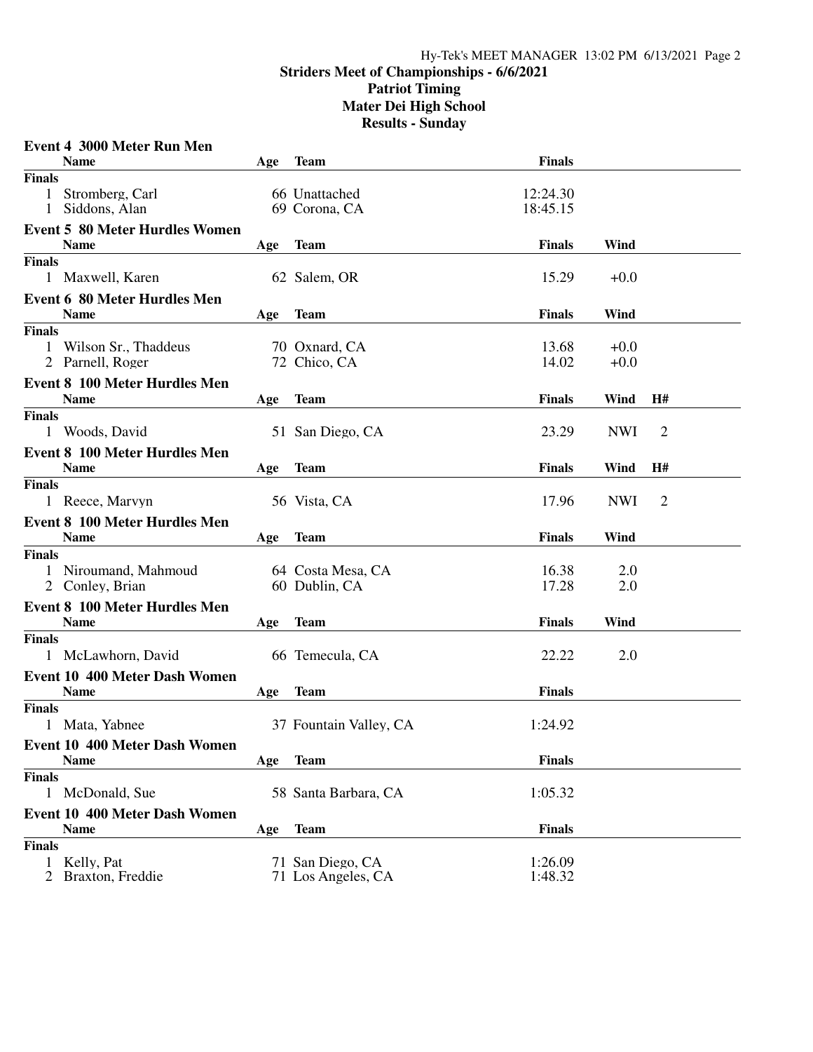# Striders Meet of Championships - 6/6/2021
## Patriot Timing
## Mater Dei High School
## Results - Sunday

### Event 4 3000 Meter Run Men

| | Name | Age | Team | Finals |
|---|---|---|---|---|
| **Finals** | | | | |
| 1 | Stromberg, Carl | 66 | Unattached | 12:24.30 |
| 1 | Siddons, Alan | 69 | Corona, CA | 18:45.15 |

### Event 5 80 Meter Hurdles Women

| | Name | Age | Team | Finals | Wind |
|---|---|---|---|---|---|
| **Finals** | | | | | |
| 1 | Maxwell, Karen | 62 | Salem, OR | 15.29 | +0.0 |

### Event 6 80 Meter Hurdles Men

| | Name | Age | Team | Finals | Wind |
|---|---|---|---|---|---|
| **Finals** | | | | | |
| 1 | Wilson Sr., Thaddeus | 70 | Oxnard, CA | 13.68 | +0.0 |
| 2 | Parnell, Roger | 72 | Chico, CA | 14.02 | +0.0 |

### Event 8 100 Meter Hurdles Men

| | Name | Age | Team | Finals | Wind | H# |
|---|---|---|---|---|---|---|
| **Finals** | | | | | | |
| 1 | Woods, David | 51 | San Diego, CA | 23.29 | NWI | 2 |

### Event 8 100 Meter Hurdles Men

| | Name | Age | Team | Finals | Wind | H# |
|---|---|---|---|---|---|---|
| **Finals** | | | | | | |
| 1 | Reece, Marvyn | 56 | Vista, CA | 17.96 | NWI | 2 |

### Event 8 100 Meter Hurdles Men

| | Name | Age | Team | Finals | Wind |
|---|---|---|---|---|---|
| **Finals** | | | | | |
| 1 | Niroumand, Mahmoud | 64 | Costa Mesa, CA | 16.38 | 2.0 |
| 2 | Conley, Brian | 60 | Dublin, CA | 17.28 | 2.0 |

### Event 8 100 Meter Hurdles Men

| | Name | Age | Team | Finals | Wind |
|---|---|---|---|---|---|
| **Finals** | | | | | |
| 1 | McLawhorn, David | 66 | Temecula, CA | 22.22 | 2.0 |

### Event 10 400 Meter Dash Women

| | Name | Age | Team | Finals |
|---|---|---|---|---|
| **Finals** | | | | |
| 1 | Mata, Yabnee | 37 | Fountain Valley, CA | 1:24.92 |

### Event 10 400 Meter Dash Women

| | Name | Age | Team | Finals |
|---|---|---|---|---|
| **Finals** | | | | |
| 1 | McDonald, Sue | 58 | Santa Barbara, CA | 1:05.32 |

### Event 10 400 Meter Dash Women

| | Name | Age | Team | Finals |
|---|---|---|---|---|
| **Finals** | | | | |
| 1 | Kelly, Pat | 71 | San Diego, CA | 1:26.09 |
| 2 | Braxton, Freddie | 71 | Los Angeles, CA | 1:48.32 |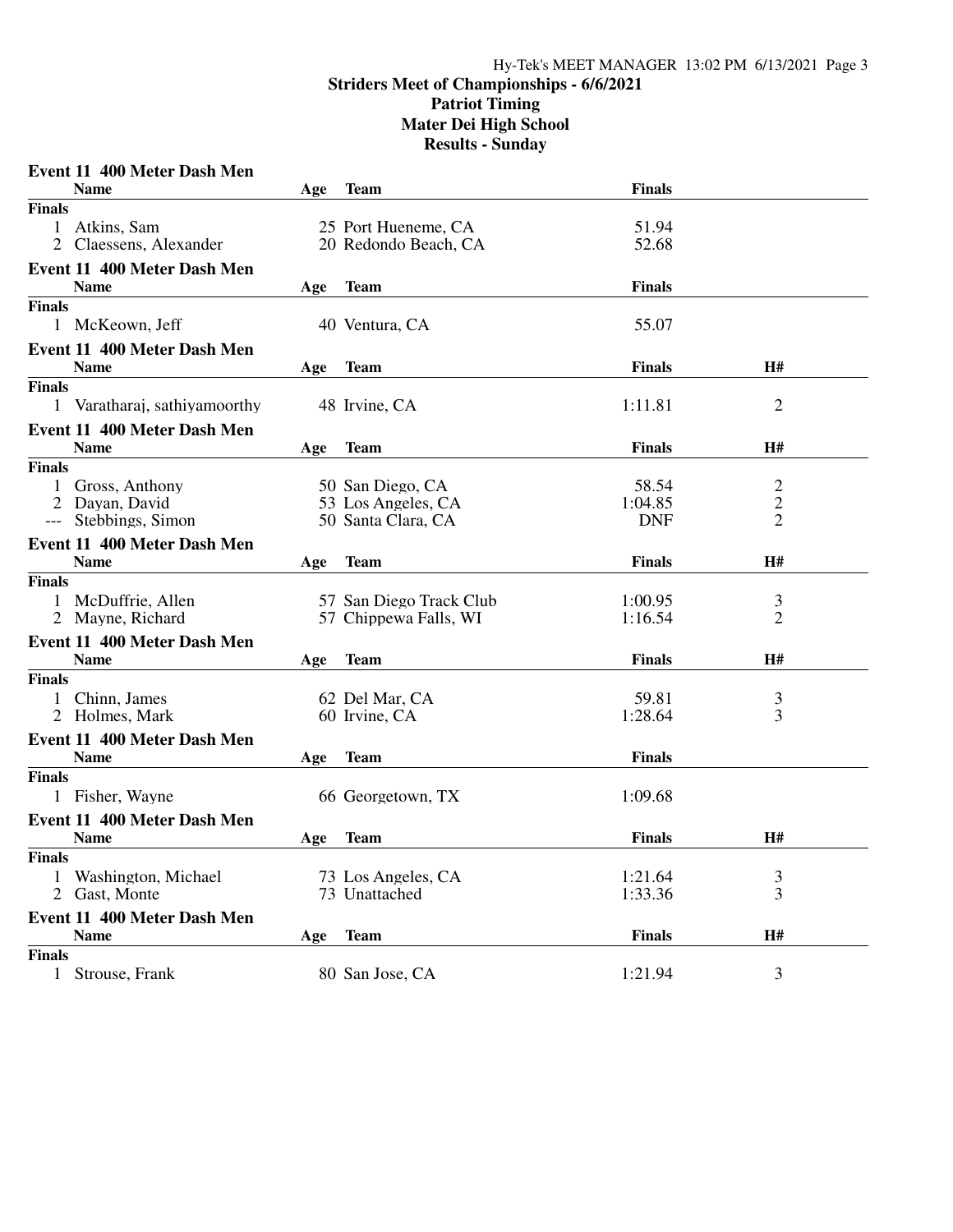# Striders Meet of Championships - 6/6/2021
## Patriot Timing
## Mater Dei High School
## Results - Sunday

### Event 11 400 Meter Dash Men

| | Name | Age | Team | Finals |
|---|---|---|---|---|
| **Finals** | | | | |
| 1 | Atkins, Sam | 25 | Port Hueneme, CA | 51.94 |
| 2 | Claessens, Alexander | 20 | Redondo Beach, CA | 52.68 |

### Event 11 400 Meter Dash Men

| | Name | Age | Team | Finals |
|---|---|---|---|---|
| **Finals** | | | | |
| 1 | McKeown, Jeff | 40 | Ventura, CA | 55.07 |

### Event 11 400 Meter Dash Men

| | Name | Age | Team | Finals | H# |
|---|---|---|---|---|---|
| **Finals** | | | | | |
| 1 | Varatharaj, sathiyamoorthy | 48 | Irvine, CA | 1:11.81 | 2 |

### Event 11 400 Meter Dash Men

| | Name | Age | Team | Finals | H# |
|---|---|---|---|---|---|
| **Finals** | | | | | |
| 1 | Gross, Anthony | 50 | San Diego, CA | 58.54 | 2 |
| 2 | Dayan, David | 53 | Los Angeles, CA | 1:04.85 | 2 |
| --- | Stebbings, Simon | 50 | Santa Clara, CA | DNF | 2 |

### Event 11 400 Meter Dash Men

| | Name | Age | Team | Finals | H# |
|---|---|---|---|---|---|
| **Finals** | | | | | |
| 1 | McDuffrie, Allen | 57 | San Diego Track Club | 1:00.95 | 3 |
| 2 | Mayne, Richard | 57 | Chippewa Falls, WI | 1:16.54 | 2 |

### Event 11 400 Meter Dash Men

| | Name | Age | Team | Finals | H# |
|---|---|---|---|---|---|
| **Finals** | | | | | |
| 1 | Chinn, James | 62 | Del Mar, CA | 59.81 | 3 |
| 2 | Holmes, Mark | 60 | Irvine, CA | 1:28.64 | 3 |

### Event 11 400 Meter Dash Men

| | Name | Age | Team | Finals |
|---|---|---|---|---|
| **Finals** | | | | |
| 1 | Fisher, Wayne | 66 | Georgetown, TX | 1:09.68 |

### Event 11 400 Meter Dash Men

| | Name | Age | Team | Finals | H# |
|---|---|---|---|---|---|
| **Finals** | | | | | |
| 1 | Washington, Michael | 73 | Los Angeles, CA | 1:21.64 | 3 |
| 2 | Gast, Monte | 73 | Unattached | 1:33.36 | 3 |

### Event 11 400 Meter Dash Men

| | Name | Age | Team | Finals | H# |
|---|---|---|---|---|---|
| **Finals** | | | | | |
| 1 | Strouse, Frank | 80 | San Jose, CA | 1:21.94 | 3 |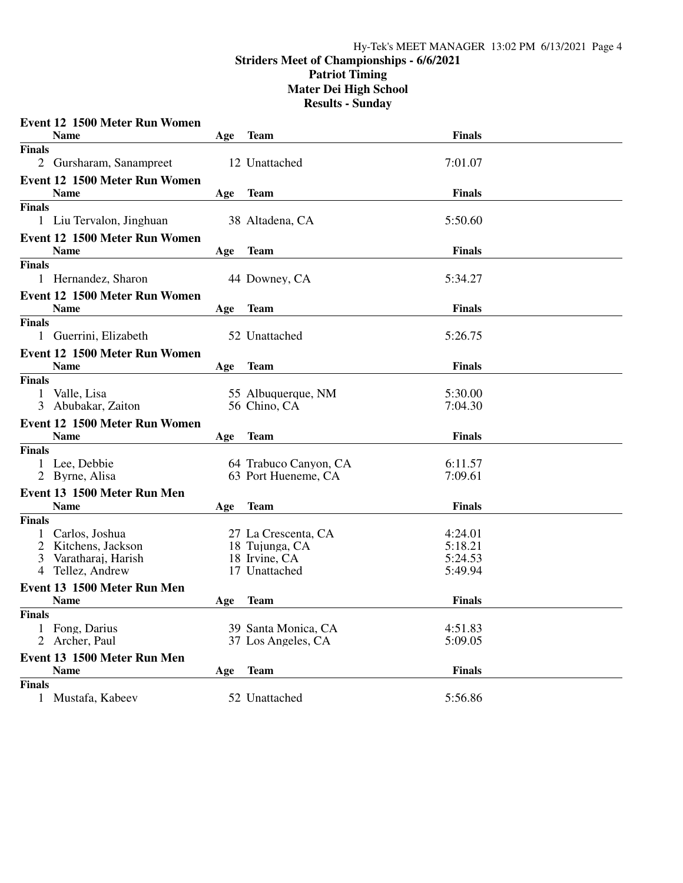# Striders Meet of Championships - 6/6/2021

## Patriot Timing

## Mater Dei High School

## Results - Sunday

### Event 12 1500 Meter Run Women

| | Name | Age | Team | Finals |
|---|---|---|---|---|
| **Finals** | | | | |
| 2 | Gursharam, Sanampreet | 12 | Unattached | 7:01.07 |

### Event 12 1500 Meter Run Women

| | Name | Age | Team | Finals |
|---|---|---|---|---|
| **Finals** | | | | |
| 1 | Liu Tervalon, Jinghuan | 38 | Altadena, CA | 5:50.60 |

### Event 12 1500 Meter Run Women

| | Name | Age | Team | Finals |
|---|---|---|---|---|
| **Finals** | | | | |
| 1 | Hernandez, Sharon | 44 | Downey, CA | 5:34.27 |

### Event 12 1500 Meter Run Women

| | Name | Age | Team | Finals |
|---|---|---|---|---|
| **Finals** | | | | |
| 1 | Guerrini, Elizabeth | 52 | Unattached | 5:26.75 |

### Event 12 1500 Meter Run Women

| | Name | Age | Team | Finals |
|---|---|---|---|---|
| **Finals** | | | | |
| 1 | Valle, Lisa | 55 | Albuquerque, NM | 5:30.00 |
| 3 | Abubakar, Zaiton | 56 | Chino, CA | 7:04.30 |

### Event 12 1500 Meter Run Women

| | Name | Age | Team | Finals |
|---|---|---|---|---|
| **Finals** | | | | |
| 1 | Lee, Debbie | 64 | Trabuco Canyon, CA | 6:11.57 |
| 2 | Byrne, Alisa | 63 | Port Hueneme, CA | 7:09.61 |

### Event 13 1500 Meter Run Men

| | Name | Age | Team | Finals |
|---|---|---|---|---|
| **Finals** | | | | |
| 1 | Carlos, Joshua | 27 | La Crescenta, CA | 4:24.01 |
| 2 | Kitchens, Jackson | 18 | Tujunga, CA | 5:18.21 |
| 3 | Varatharaj, Harish | 18 | Irvine, CA | 5:24.53 |
| 4 | Tellez, Andrew | 17 | Unattached | 5:49.94 |

### Event 13 1500 Meter Run Men

| | Name | Age | Team | Finals |
|---|---|---|---|---|
| **Finals** | | | | |
| 1 | Fong, Darius | 39 | Santa Monica, CA | 4:51.83 |
| 2 | Archer, Paul | 37 | Los Angeles, CA | 5:09.05 |

### Event 13 1500 Meter Run Men

| | Name | Age | Team | Finals |
|---|---|---|---|---|
| **Finals** | | | | |
| 1 | Mustafa, Kabeev | 52 | Unattached | 5:56.86 |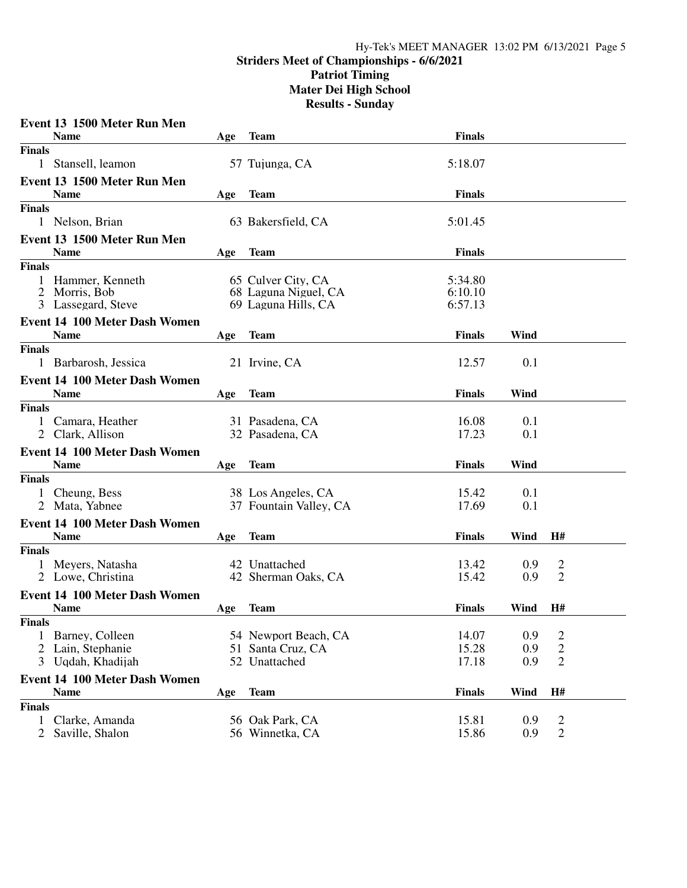# Striders Meet of Championships - 6/6/2021
## Patriot Timing
## Mater Dei High School
## Results - Sunday

### Event 13 1500 Meter Run Men

| | Name | Age | Team | Finals |
|---|---|---|---|---|
| **Finals** | | | | |
| 1 | Stansell, leamon | 57 | Tujunga, CA | 5:18.07 |

### Event 13 1500 Meter Run Men

| | Name | Age | Team | Finals |
|---|---|---|---|---|
| **Finals** | | | | |
| 1 | Nelson, Brian | 63 | Bakersfield, CA | 5:01.45 |

### Event 13 1500 Meter Run Men

| | Name | Age | Team | Finals |
|---|---|---|---|---|
| **Finals** | | | | |
| 1 | Hammer, Kenneth | 65 | Culver City, CA | 5:34.80 |
| 2 | Morris, Bob | 68 | Laguna Niguel, CA | 6:10.10 |
| 3 | Lassegard, Steve | 69 | Laguna Hills, CA | 6:57.13 |

### Event 14 100 Meter Dash Women

| | Name | Age | Team | Finals | Wind |
|---|---|---|---|---|---|
| **Finals** | | | | | |
| 1 | Barbarosh, Jessica | 21 | Irvine, CA | 12.57 | 0.1 |

### Event 14 100 Meter Dash Women

| | Name | Age | Team | Finals | Wind |
|---|---|---|---|---|---|
| **Finals** | | | | | |
| 1 | Camara, Heather | 31 | Pasadena, CA | 16.08 | 0.1 |
| 2 | Clark, Allison | 32 | Pasadena, CA | 17.23 | 0.1 |

### Event 14 100 Meter Dash Women

| | Name | Age | Team | Finals | Wind |
|---|---|---|---|---|---|
| **Finals** | | | | | |
| 1 | Cheung, Bess | 38 | Los Angeles, CA | 15.42 | 0.1 |
| 2 | Mata, Yabnee | 37 | Fountain Valley, CA | 17.69 | 0.1 |

### Event 14 100 Meter Dash Women

| | Name | Age | Team | Finals | Wind | H# |
|---|---|---|---|---|---|---|
| **Finals** | | | | | | |
| 1 | Meyers, Natasha | 42 | Unattached | 13.42 | 0.9 | 2 |
| 2 | Lowe, Christina | 42 | Sherman Oaks, CA | 15.42 | 0.9 | 2 |

### Event 14 100 Meter Dash Women

| | Name | Age | Team | Finals | Wind | H# |
|---|---|---|---|---|---|---|
| **Finals** | | | | | | |
| 1 | Barney, Colleen | 54 | Newport Beach, CA | 14.07 | 0.9 | 2 |
| 2 | Lain, Stephanie | 51 | Santa Cruz, CA | 15.28 | 0.9 | 2 |
| 3 | Uqdah, Khadijah | 52 | Unattached | 17.18 | 0.9 | 2 |

### Event 14 100 Meter Dash Women

| | Name | Age | Team | Finals | Wind | H# |
|---|---|---|---|---|---|---|
| **Finals** | | | | | | |
| 1 | Clarke, Amanda | 56 | Oak Park, CA | 15.81 | 0.9 | 2 |
| 2 | Saville, Shalon | 56 | Winnetka, CA | 15.86 | 0.9 | 2 |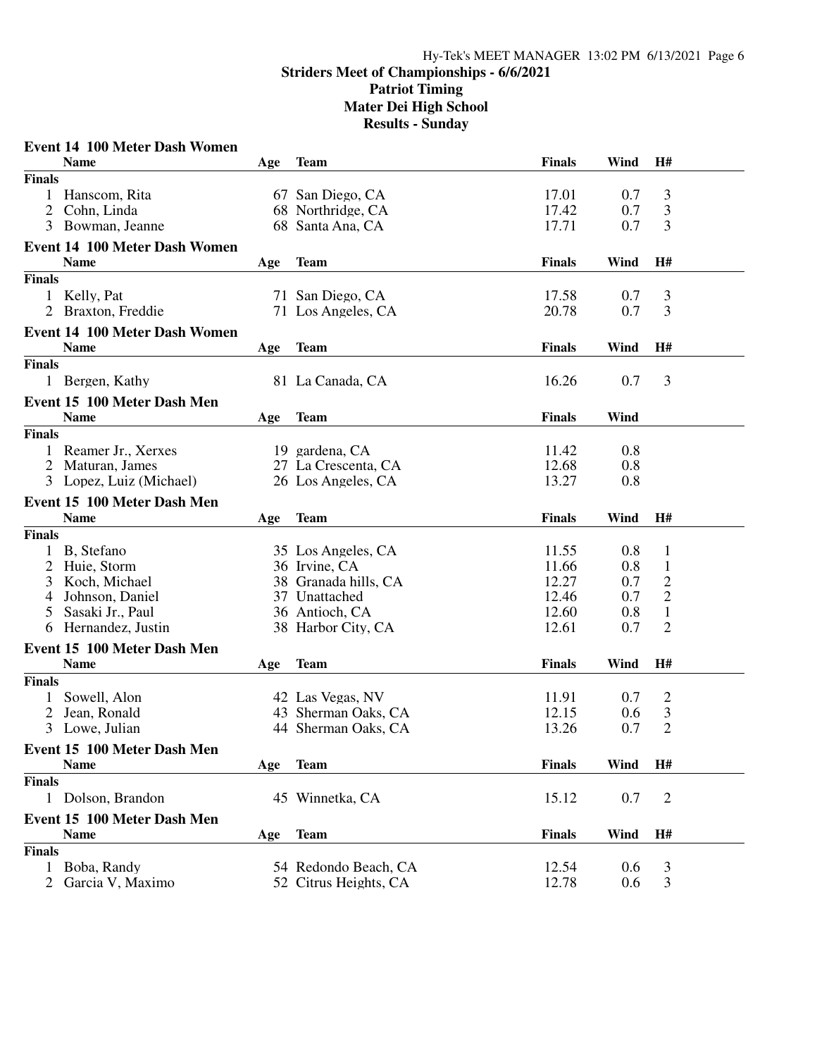# Striders Meet of Championships - 6/6/2021
## Patriot Timing
## Mater Dei High School
## Results - Sunday

### Event 14 100 Meter Dash Women

| | Name | Age | Team | Finals | Wind | H# |
|---|---|---|---|---|---|---|
| **Finals** | | | | | | |
| 1 | Hanscom, Rita | 67 | San Diego, CA | 17.01 | 0.7 | 3 |
| 2 | Cohn, Linda | 68 | Northridge, CA | 17.42 | 0.7 | 3 |
| 3 | Bowman, Jeanne | 68 | Santa Ana, CA | 17.71 | 0.7 | 3 |

### Event 14 100 Meter Dash Women

| | Name | Age | Team | Finals | Wind | H# |
|---|---|---|---|---|---|---|
| **Finals** | | | | | | |
| 1 | Kelly, Pat | 71 | San Diego, CA | 17.58 | 0.7 | 3 |
| 2 | Braxton, Freddie | 71 | Los Angeles, CA | 20.78 | 0.7 | 3 |

### Event 14 100 Meter Dash Women

| | Name | Age | Team | Finals | Wind | H# |
|---|---|---|---|---|---|---|
| **Finals** | | | | | | |
| 1 | Bergen, Kathy | 81 | La Canada, CA | 16.26 | 0.7 | 3 |

### Event 15 100 Meter Dash Men

| | Name | Age | Team | Finals | Wind |
|---|---|---|---|---|---|
| **Finals** | | | | | |
| 1 | Reamer Jr., Xerxes | 19 | gardena, CA | 11.42 | 0.8 |
| 2 | Maturan, James | 27 | La Crescenta, CA | 12.68 | 0.8 |
| 3 | Lopez, Luiz (Michael) | 26 | Los Angeles, CA | 13.27 | 0.8 |

### Event 15 100 Meter Dash Men

| | Name | Age | Team | Finals | Wind | H# |
|---|---|---|---|---|---|---|
| **Finals** | | | | | | |
| 1 | B, Stefano | 35 | Los Angeles, CA | 11.55 | 0.8 | 1 |
| 2 | Huie, Storm | 36 | Irvine, CA | 11.66 | 0.8 | 1 |
| 3 | Koch, Michael | 38 | Granada hills, CA | 12.27 | 0.7 | 2 |
| 4 | Johnson, Daniel | 37 | Unattached | 12.46 | 0.7 | 2 |
| 5 | Sasaki Jr., Paul | 36 | Antioch, CA | 12.60 | 0.8 | 1 |
| 6 | Hernandez, Justin | 38 | Harbor City, CA | 12.61 | 0.7 | 2 |

### Event 15 100 Meter Dash Men

| | Name | Age | Team | Finals | Wind | H# |
|---|---|---|---|---|---|---|
| **Finals** | | | | | | |
| 1 | Sowell, Alon | 42 | Las Vegas, NV | 11.91 | 0.7 | 2 |
| 2 | Jean, Ronald | 43 | Sherman Oaks, CA | 12.15 | 0.6 | 3 |
| 3 | Lowe, Julian | 44 | Sherman Oaks, CA | 13.26 | 0.7 | 2 |

### Event 15 100 Meter Dash Men

| | Name | Age | Team | Finals | Wind | H# |
|---|---|---|---|---|---|---|
| **Finals** | | | | | | |
| 1 | Dolson, Brandon | 45 | Winnetka, CA | 15.12 | 0.7 | 2 |

### Event 15 100 Meter Dash Men

| | Name | Age | Team | Finals | Wind | H# |
|---|---|---|---|---|---|---|
| **Finals** | | | | | | |
| 1 | Boba, Randy | 54 | Redondo Beach, CA | 12.54 | 0.6 | 3 |
| 2 | Garcia V, Maximo | 52 | Citrus Heights, CA | 12.78 | 0.6 | 3 |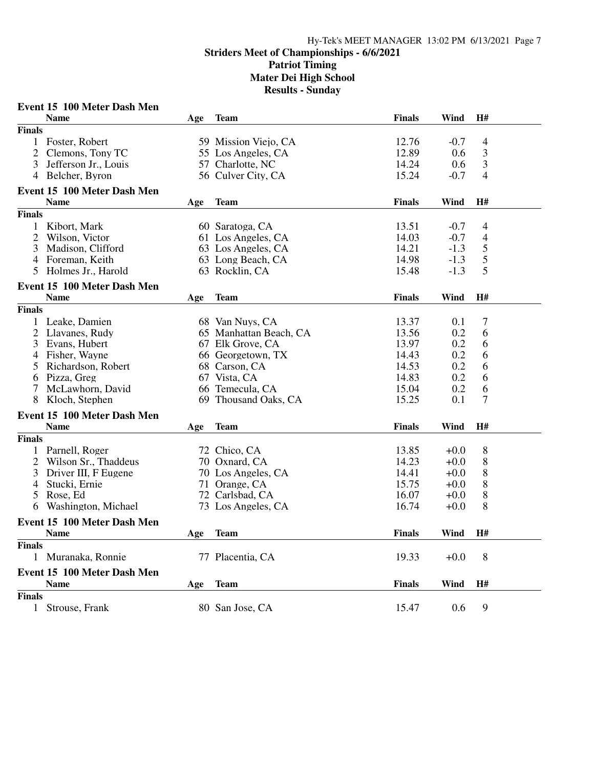## Striders Meet of Championships - 6/6/2021
### Patriot Timing
### Mater Dei High School
### Results - Sunday

**Event 15 100 Meter Dash Men**

| | Name | Age | Team | Finals | Wind | H# |
|---|---|---|---|---|---|---|
| **Finals** | | | | | | |
| 1 | Foster, Robert | 59 | Mission Viejo, CA | 12.76 | -0.7 | 4 |
| 2 | Clemons, Tony TC | 55 | Los Angeles, CA | 12.89 | 0.6 | 3 |
| 3 | Jefferson Jr., Louis | 57 | Charlotte, NC | 14.24 | 0.6 | 3 |
| 4 | Belcher, Byron | 56 | Culver City, CA | 15.24 | -0.7 | 4 |

**Event 15 100 Meter Dash Men**

| | Name | Age | Team | Finals | Wind | H# |
|---|---|---|---|---|---|---|
| **Finals** | | | | | | |
| 1 | Kibort, Mark | 60 | Saratoga, CA | 13.51 | -0.7 | 4 |
| 2 | Wilson, Victor | 61 | Los Angeles, CA | 14.03 | -0.7 | 4 |
| 3 | Madison, Clifford | 63 | Los Angeles, CA | 14.21 | -1.3 | 5 |
| 4 | Foreman, Keith | 63 | Long Beach, CA | 14.98 | -1.3 | 5 |
| 5 | Holmes Jr., Harold | 63 | Rocklin, CA | 15.48 | -1.3 | 5 |

**Event 15 100 Meter Dash Men**

| | Name | Age | Team | Finals | Wind | H# |
|---|---|---|---|---|---|---|
| **Finals** | | | | | | |
| 1 | Leake, Damien | 68 | Van Nuys, CA | 13.37 | 0.1 | 7 |
| 2 | Llavanes, Rudy | 65 | Manhattan Beach, CA | 13.56 | 0.2 | 6 |
| 3 | Evans, Hubert | 67 | Elk Grove, CA | 13.97 | 0.2 | 6 |
| 4 | Fisher, Wayne | 66 | Georgetown, TX | 14.43 | 0.2 | 6 |
| 5 | Richardson, Robert | 68 | Carson, CA | 14.53 | 0.2 | 6 |
| 6 | Pizza, Greg | 67 | Vista, CA | 14.83 | 0.2 | 6 |
| 7 | McLawhorn, David | 66 | Temecula, CA | 15.04 | 0.2 | 6 |
| 8 | Kloch, Stephen | 69 | Thousand Oaks, CA | 15.25 | 0.1 | 7 |

**Event 15 100 Meter Dash Men**

| | Name | Age | Team | Finals | Wind | H# |
|---|---|---|---|---|---|---|
| **Finals** | | | | | | |
| 1 | Parnell, Roger | 72 | Chico, CA | 13.85 | +0.0 | 8 |
| 2 | Wilson Sr., Thaddeus | 70 | Oxnard, CA | 14.23 | +0.0 | 8 |
| 3 | Driver III, F Eugene | 70 | Los Angeles, CA | 14.41 | +0.0 | 8 |
| 4 | Stucki, Ernie | 71 | Orange, CA | 15.75 | +0.0 | 8 |
| 5 | Rose, Ed | 72 | Carlsbad, CA | 16.07 | +0.0 | 8 |
| 6 | Washington, Michael | 73 | Los Angeles, CA | 16.74 | +0.0 | 8 |

**Event 15 100 Meter Dash Men**

| | Name | Age | Team | Finals | Wind | H# |
|---|---|---|---|---|---|---|
| **Finals** | | | | | | |
| 1 | Muranaka, Ronnie | 77 | Placentia, CA | 19.33 | +0.0 | 8 |

**Event 15 100 Meter Dash Men**

| | Name | Age | Team | Finals | Wind | H# |
|---|---|---|---|---|---|---|
| **Finals** | | | | | | |
| 1 | Strouse, Frank | 80 | San Jose, CA | 15.47 | 0.6 | 9 |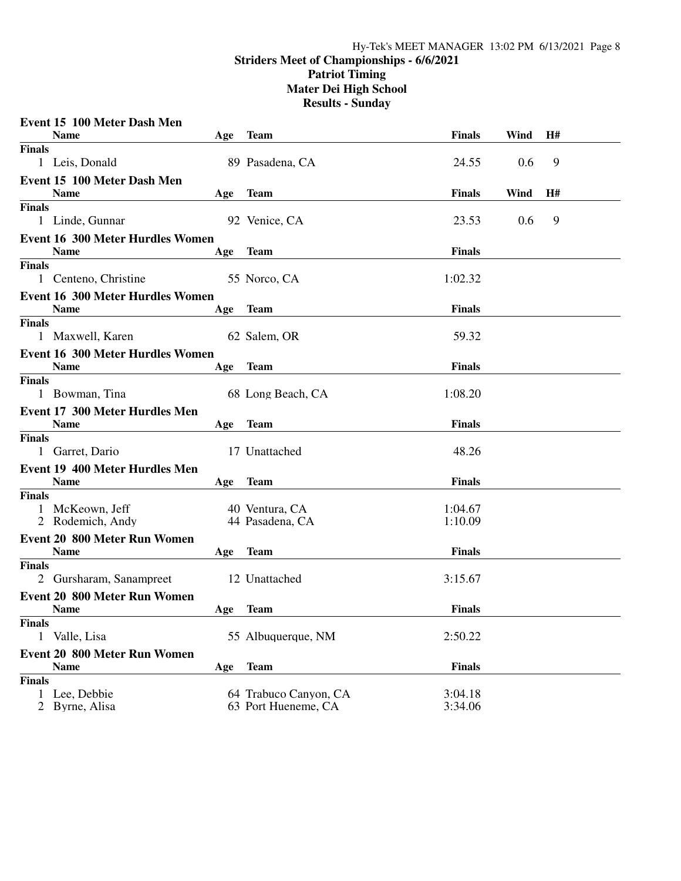**Striders Meet of Championships - 6/6/2021**
**Patriot Timing**
**Mater Dei High School**
**Results - Sunday**

### Event 15 100 Meter Dash Men

| | Name | Age | Team | Finals | Wind | H# |
|---|---|---|---|---|---|---|
| **Finals** | | | | | | |
| 1 | Leis, Donald | 89 | Pasadena, CA | 24.55 | 0.6 | 9 |

### Event 15 100 Meter Dash Men

| | Name | Age | Team | Finals | Wind | H# |
|---|---|---|---|---|---|---|
| **Finals** | | | | | | |
| 1 | Linde, Gunnar | 92 | Venice, CA | 23.53 | 0.6 | 9 |

### Event 16 300 Meter Hurdles Women

| | Name | Age | Team | Finals |
|---|---|---|---|---|
| **Finals** | | | | |
| 1 | Centeno, Christine | 55 | Norco, CA | 1:02.32 |

### Event 16 300 Meter Hurdles Women

| | Name | Age | Team | Finals |
|---|---|---|---|---|
| **Finals** | | | | |
| 1 | Maxwell, Karen | 62 | Salem, OR | 59.32 |

### Event 16 300 Meter Hurdles Women

| | Name | Age | Team | Finals |
|---|---|---|---|---|
| **Finals** | | | | |
| 1 | Bowman, Tina | 68 | Long Beach, CA | 1:08.20 |

### Event 17 300 Meter Hurdles Men

| | Name | Age | Team | Finals |
|---|---|---|---|---|
| **Finals** | | | | |
| 1 | Garret, Dario | 17 | Unattached | 48.26 |

### Event 19 400 Meter Hurdles Men

| | Name | Age | Team | Finals |
|---|---|---|---|---|
| **Finals** | | | | |
| 1 | McKeown, Jeff | 40 | Ventura, CA | 1:04.67 |
| 2 | Rodemich, Andy | 44 | Pasadena, CA | 1:10.09 |

### Event 20 800 Meter Run Women

| | Name | Age | Team | Finals |
|---|---|---|---|---|
| **Finals** | | | | |
| 2 | Gursharam, Sanampreet | 12 | Unattached | 3:15.67 |

### Event 20 800 Meter Run Women

| | Name | Age | Team | Finals |
|---|---|---|---|---|
| **Finals** | | | | |
| 1 | Valle, Lisa | 55 | Albuquerque, NM | 2:50.22 |

### Event 20 800 Meter Run Women

| | Name | Age | Team | Finals |
|---|---|---|---|---|
| **Finals** | | | | |
| 1 | Lee, Debbie | 64 | Trabuco Canyon, CA | 3:04.18 |
| 2 | Byrne, Alisa | 63 | Port Hueneme, CA | 3:34.06 |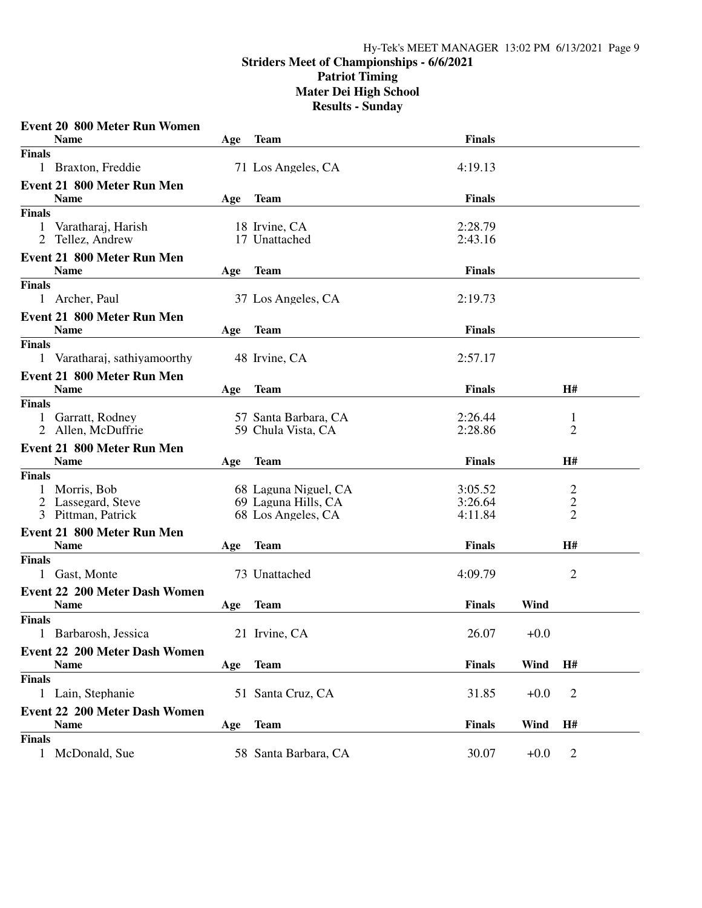# Striders Meet of Championships - 6/6/2021
## Patriot Timing
## Mater Dei High School
## Results - Sunday

### Event 20 800 Meter Run Women

| | Name | Age | Team | Finals |
|---|---|---|---|---|
| **Finals** | | | | |
| 1 | Braxton, Freddie | 71 | Los Angeles, CA | 4:19.13 |

### Event 21 800 Meter Run Men

| | Name | Age | Team | Finals |
|---|---|---|---|---|
| **Finals** | | | | |
| 1 | Varatharaj, Harish | 18 | Irvine, CA | 2:28.79 |
| 2 | Tellez, Andrew | 17 | Unattached | 2:43.16 |

### Event 21 800 Meter Run Men

| | Name | Age | Team | Finals |
|---|---|---|---|---|
| **Finals** | | | | |
| 1 | Archer, Paul | 37 | Los Angeles, CA | 2:19.73 |

### Event 21 800 Meter Run Men

| | Name | Age | Team | Finals |
|---|---|---|---|---|
| **Finals** | | | | |
| 1 | Varatharaj, sathiyamoorthy | 48 | Irvine, CA | 2:57.17 |

### Event 21 800 Meter Run Men

| | Name | Age | Team | Finals | H# |
|---|---|---|---|---|---|
| **Finals** | | | | | |
| 1 | Garratt, Rodney | 57 | Santa Barbara, CA | 2:26.44 | 1 |
| 2 | Allen, McDuffrie | 59 | Chula Vista, CA | 2:28.86 | 2 |

### Event 21 800 Meter Run Men

| | Name | Age | Team | Finals | H# |
|---|---|---|---|---|---|
| **Finals** | | | | | |
| 1 | Morris, Bob | 68 | Laguna Niguel, CA | 3:05.52 | 2 |
| 2 | Lassegard, Steve | 69 | Laguna Hills, CA | 3:26.64 | 2 |
| 3 | Pittman, Patrick | 68 | Los Angeles, CA | 4:11.84 | 2 |

### Event 21 800 Meter Run Men

| | Name | Age | Team | Finals | H# |
|---|---|---|---|---|---|
| **Finals** | | | | | |
| 1 | Gast, Monte | 73 | Unattached | 4:09.79 | 2 |

### Event 22 200 Meter Dash Women

| | Name | Age | Team | Finals | Wind |
|---|---|---|---|---|---|
| **Finals** | | | | | |
| 1 | Barbarosh, Jessica | 21 | Irvine, CA | 26.07 | +0.0 |

### Event 22 200 Meter Dash Women

| | Name | Age | Team | Finals | Wind | H# |
|---|---|---|---|---|---|---|
| **Finals** | | | | | | |
| 1 | Lain, Stephanie | 51 | Santa Cruz, CA | 31.85 | +0.0 | 2 |

### Event 22 200 Meter Dash Women

| | Name | Age | Team | Finals | Wind | H# |
|---|---|---|---|---|---|---|
| **Finals** | | | | | | |
| 1 | McDonald, Sue | 58 | Santa Barbara, CA | 30.07 | +0.0 | 2 |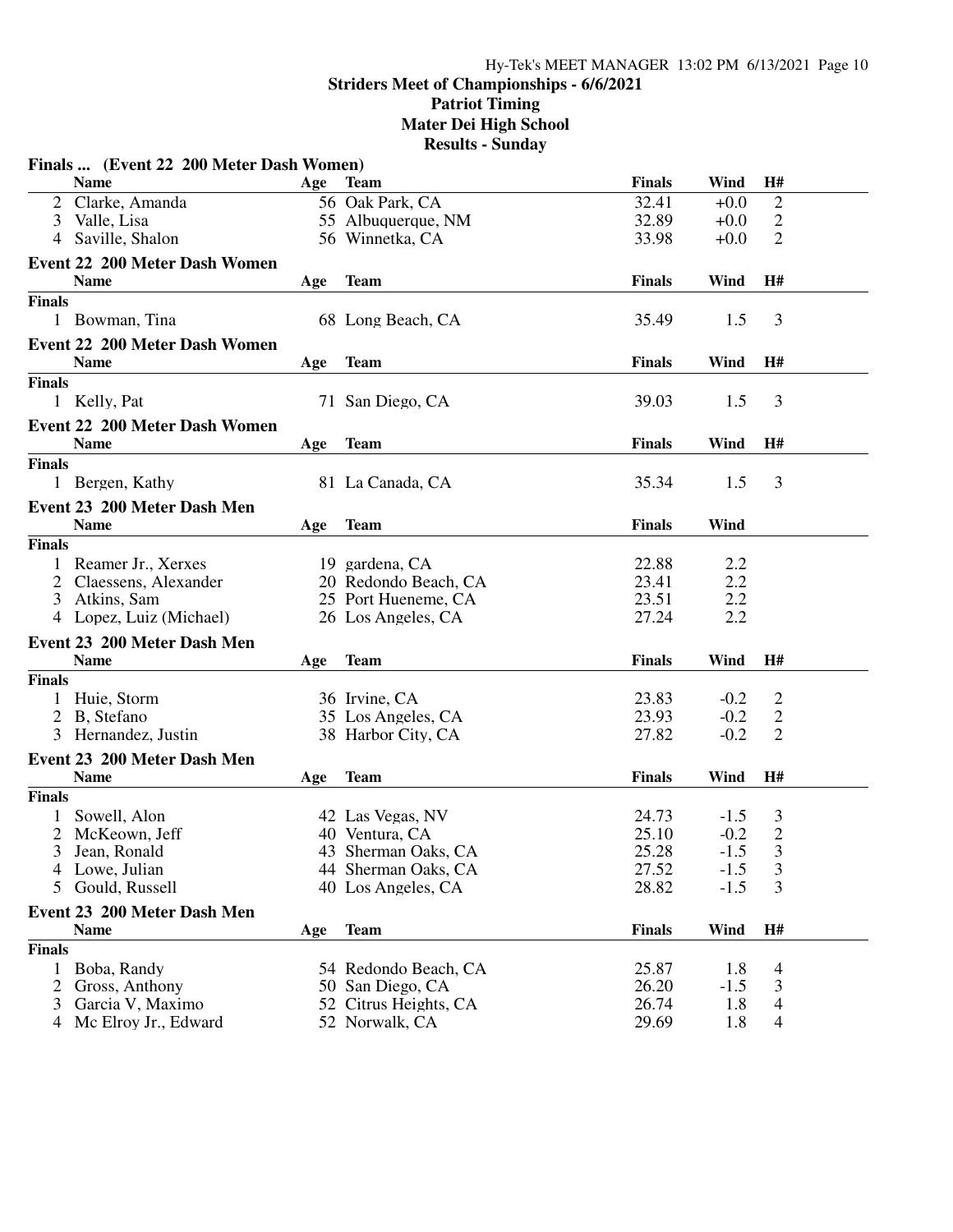**Striders Meet of Championships - 6/6/2021**
**Patriot Timing**
**Mater Dei High School**
**Results - Sunday**

### Finals ... (Event 22 200 Meter Dash Women)

| | Name | Age | Team | Finals | Wind | H# |
|---|---|---|---|---|---|---|
| 2 | Clarke, Amanda | 56 | Oak Park, CA | 32.41 | +0.0 | 2 |
| 3 | Valle, Lisa | 55 | Albuquerque, NM | 32.89 | +0.0 | 2 |
| 4 | Saville, Shalon | 56 | Winnetka, CA | 33.98 | +0.0 | 2 |

### Event 22 200 Meter Dash Women

| | Name | Age | Team | Finals | Wind | H# |
|---|---|---|---|---|---|---|
| **Finals** | | | | | | |
| 1 | Bowman, Tina | 68 | Long Beach, CA | 35.49 | 1.5 | 3 |

### Event 22 200 Meter Dash Women

| | Name | Age | Team | Finals | Wind | H# |
|---|---|---|---|---|---|---|
| **Finals** | | | | | | |
| 1 | Kelly, Pat | 71 | San Diego, CA | 39.03 | 1.5 | 3 |

### Event 22 200 Meter Dash Women

| | Name | Age | Team | Finals | Wind | H# |
|---|---|---|---|---|---|---|
| **Finals** | | | | | | |
| 1 | Bergen, Kathy | 81 | La Canada, CA | 35.34 | 1.5 | 3 |

### Event 23 200 Meter Dash Men

| | Name | Age | Team | Finals | Wind |
|---|---|---|---|---|---|
| **Finals** | | | | | |
| 1 | Reamer Jr., Xerxes | 19 | gardena, CA | 22.88 | 2.2 |
| 2 | Claessens, Alexander | 20 | Redondo Beach, CA | 23.41 | 2.2 |
| 3 | Atkins, Sam | 25 | Port Hueneme, CA | 23.51 | 2.2 |
| 4 | Lopez, Luiz (Michael) | 26 | Los Angeles, CA | 27.24 | 2.2 |

### Event 23 200 Meter Dash Men

| | Name | Age | Team | Finals | Wind | H# |
|---|---|---|---|---|---|---|
| **Finals** | | | | | | |
| 1 | Huie, Storm | 36 | Irvine, CA | 23.83 | -0.2 | 2 |
| 2 | B, Stefano | 35 | Los Angeles, CA | 23.93 | -0.2 | 2 |
| 3 | Hernandez, Justin | 38 | Harbor City, CA | 27.82 | -0.2 | 2 |

### Event 23 200 Meter Dash Men

| | Name | Age | Team | Finals | Wind | H# |
|---|---|---|---|---|---|---|
| **Finals** | | | | | | |
| 1 | Sowell, Alon | 42 | Las Vegas, NV | 24.73 | -1.5 | 3 |
| 2 | McKeown, Jeff | 40 | Ventura, CA | 25.10 | -0.2 | 2 |
| 3 | Jean, Ronald | 43 | Sherman Oaks, CA | 25.28 | -1.5 | 3 |
| 4 | Lowe, Julian | 44 | Sherman Oaks, CA | 27.52 | -1.5 | 3 |
| 5 | Gould, Russell | 40 | Los Angeles, CA | 28.82 | -1.5 | 3 |

### Event 23 200 Meter Dash Men

| | Name | Age | Team | Finals | Wind | H# |
|---|---|---|---|---|---|---|
| **Finals** | | | | | | |
| 1 | Boba, Randy | 54 | Redondo Beach, CA | 25.87 | 1.8 | 4 |
| 2 | Gross, Anthony | 50 | San Diego, CA | 26.20 | -1.5 | 3 |
| 3 | Garcia V, Maximo | 52 | Citrus Heights, CA | 26.74 | 1.8 | 4 |
| 4 | Mc Elroy Jr., Edward | 52 | Norwalk, CA | 29.69 | 1.8 | 4 |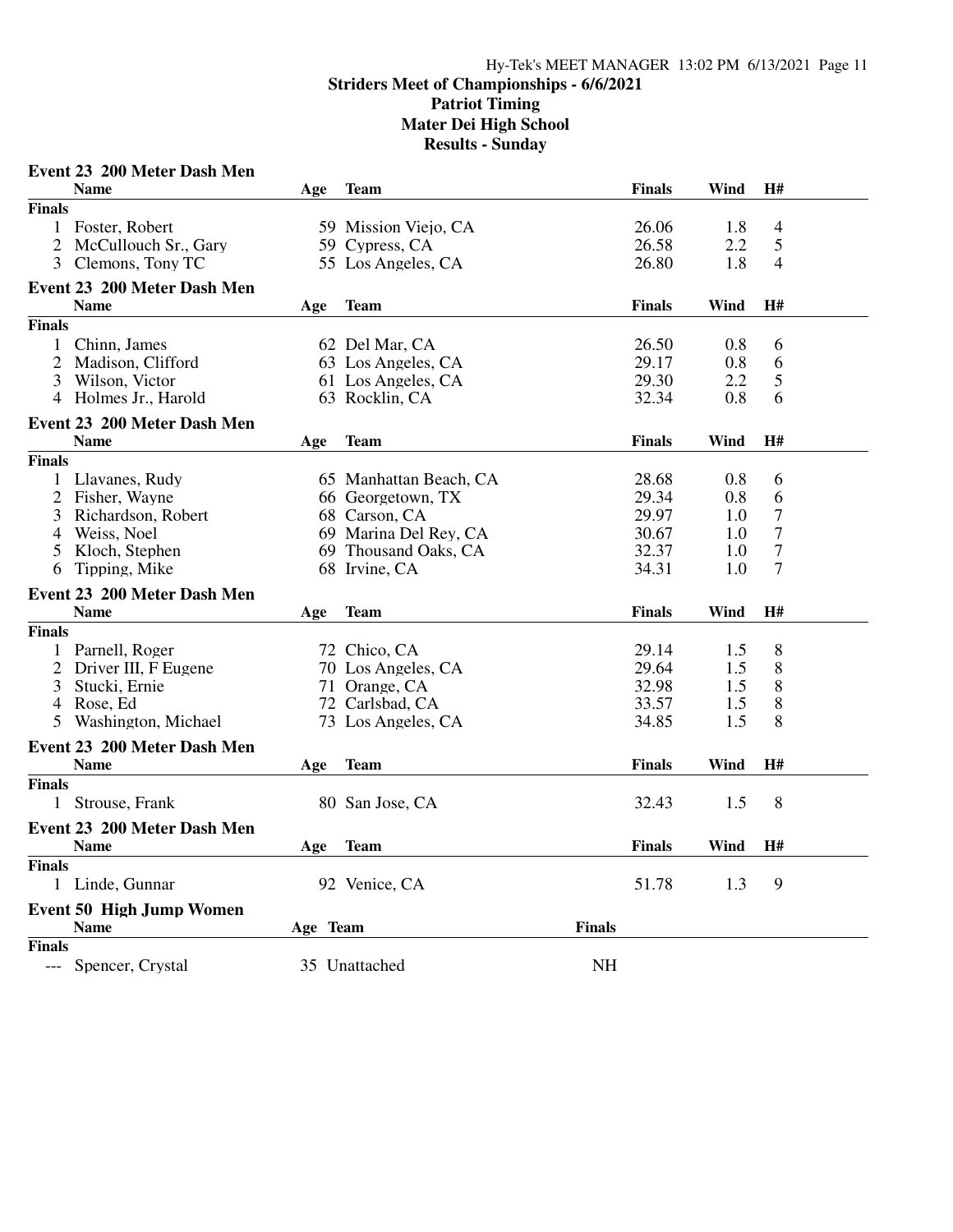**Striders Meet of Championships - 6/6/2021**
**Patriot Timing**
**Mater Dei High School**
**Results - Sunday**

### Event 23 200 Meter Dash Men

| | Name | Age | Team | Finals | Wind | H# |
|---|---|---|---|---|---|---|
| **Finals** | | | | | | |
| 1 | Foster, Robert | 59 | Mission Viejo, CA | 26.06 | 1.8 | 4 |
| 2 | McCullouch Sr., Gary | 59 | Cypress, CA | 26.58 | 2.2 | 5 |
| 3 | Clemons, Tony TC | 55 | Los Angeles, CA | 26.80 | 1.8 | 4 |

### Event 23 200 Meter Dash Men

| | Name | Age | Team | Finals | Wind | H# |
|---|---|---|---|---|---|---|
| **Finals** | | | | | | |
| 1 | Chinn, James | 62 | Del Mar, CA | 26.50 | 0.8 | 6 |
| 2 | Madison, Clifford | 63 | Los Angeles, CA | 29.17 | 0.8 | 6 |
| 3 | Wilson, Victor | 61 | Los Angeles, CA | 29.30 | 2.2 | 5 |
| 4 | Holmes Jr., Harold | 63 | Rocklin, CA | 32.34 | 0.8 | 6 |

### Event 23 200 Meter Dash Men

| | Name | Age | Team | Finals | Wind | H# |
|---|---|---|---|---|---|---|
| **Finals** | | | | | | |
| 1 | Llavanes, Rudy | 65 | Manhattan Beach, CA | 28.68 | 0.8 | 6 |
| 2 | Fisher, Wayne | 66 | Georgetown, TX | 29.34 | 0.8 | 6 |
| 3 | Richardson, Robert | 68 | Carson, CA | 29.97 | 1.0 | 7 |
| 4 | Weiss, Noel | 69 | Marina Del Rey, CA | 30.67 | 1.0 | 7 |
| 5 | Kloch, Stephen | 69 | Thousand Oaks, CA | 32.37 | 1.0 | 7 |
| 6 | Tipping, Mike | 68 | Irvine, CA | 34.31 | 1.0 | 7 |

### Event 23 200 Meter Dash Men

| | Name | Age | Team | Finals | Wind | H# |
|---|---|---|---|---|---|---|
| **Finals** | | | | | | |
| 1 | Parnell, Roger | 72 | Chico, CA | 29.14 | 1.5 | 8 |
| 2 | Driver III, F Eugene | 70 | Los Angeles, CA | 29.64 | 1.5 | 8 |
| 3 | Stucki, Ernie | 71 | Orange, CA | 32.98 | 1.5 | 8 |
| 4 | Rose, Ed | 72 | Carlsbad, CA | 33.57 | 1.5 | 8 |
| 5 | Washington, Michael | 73 | Los Angeles, CA | 34.85 | 1.5 | 8 |

### Event 23 200 Meter Dash Men

| | Name | Age | Team | Finals | Wind | H# |
|---|---|---|---|---|---|---|
| **Finals** | | | | | | |
| 1 | Strouse, Frank | 80 | San Jose, CA | 32.43 | 1.5 | 8 |

### Event 23 200 Meter Dash Men

| | Name | Age | Team | Finals | Wind | H# |
|---|---|---|---|---|---|---|
| **Finals** | | | | | | |
| 1 | Linde, Gunnar | 92 | Venice, CA | 51.78 | 1.3 | 9 |

### Event 50 High Jump Women

| | Name | Age | Team | Finals |
|---|---|---|---|---|
| **Finals** | | | | |
| --- | Spencer, Crystal | 35 | Unattached | NH |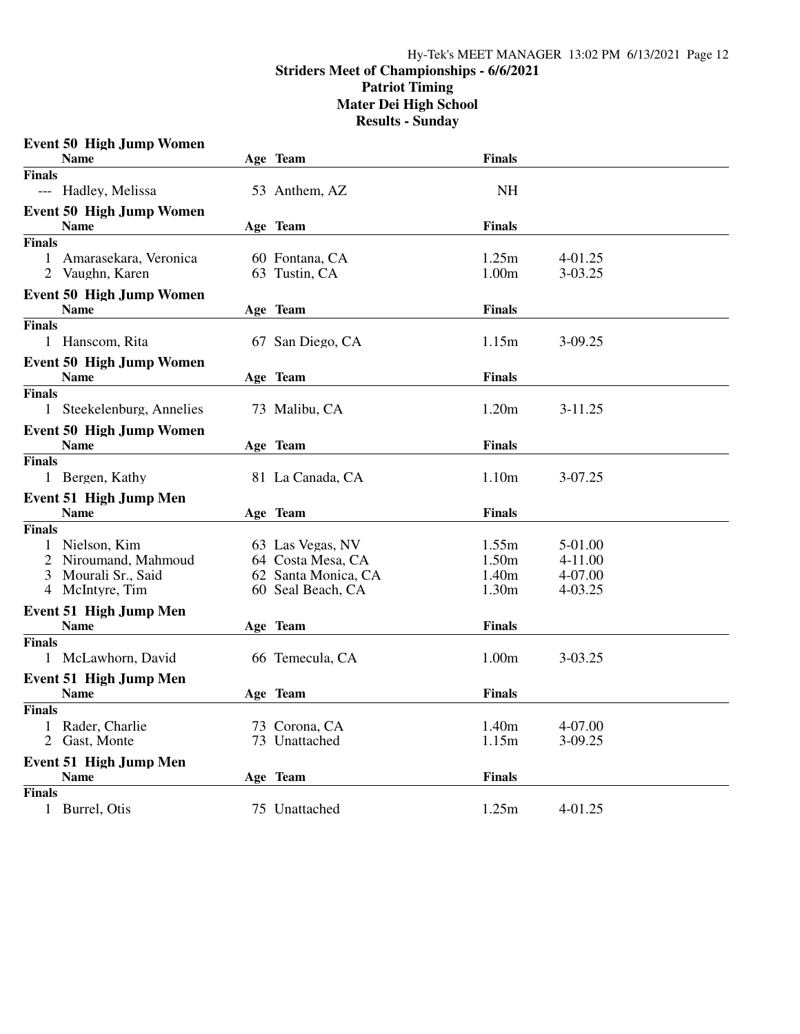# Striders Meet of Championships - 6/6/2021
## Patriot Timing
## Mater Dei High School
## Results - Sunday

### Event 50 High Jump Women

| | Name | Age | Team | Finals | |
|---|---|---|---|---|---|
| **Finals** | | | | | |
| --- | Hadley, Melissa | 53 | Anthem, AZ | NH | |

### Event 50 High Jump Women

| | Name | Age | Team | Finals | |
|---|---|---|---|---|---|
| **Finals** | | | | | |
| 1 | Amarasekara, Veronica | 60 | Fontana, CA | 1.25m | 4-01.25 |
| 2 | Vaughn, Karen | 63 | Tustin, CA | 1.00m | 3-03.25 |

### Event 50 High Jump Women

| | Name | Age | Team | Finals | |
|---|---|---|---|---|---|
| **Finals** | | | | | |
| 1 | Hanscom, Rita | 67 | San Diego, CA | 1.15m | 3-09.25 |

### Event 50 High Jump Women

| | Name | Age | Team | Finals | |
|---|---|---|---|---|---|
| **Finals** | | | | | |
| 1 | Steekelenburg, Annelies | 73 | Malibu, CA | 1.20m | 3-11.25 |

### Event 50 High Jump Women

| | Name | Age | Team | Finals | |
|---|---|---|---|---|---|
| **Finals** | | | | | |
| 1 | Bergen, Kathy | 81 | La Canada, CA | 1.10m | 3-07.25 |

### Event 51 High Jump Men

| | Name | Age | Team | Finals | |
|---|---|---|---|---|---|
| **Finals** | | | | | |
| 1 | Nielson, Kim | 63 | Las Vegas, NV | 1.55m | 5-01.00 |
| 2 | Niroumand, Mahmoud | 64 | Costa Mesa, CA | 1.50m | 4-11.00 |
| 3 | Mourali Sr., Said | 62 | Santa Monica, CA | 1.40m | 4-07.00 |
| 4 | McIntyre, Tim | 60 | Seal Beach, CA | 1.30m | 4-03.25 |

### Event 51 High Jump Men

| | Name | Age | Team | Finals | |
|---|---|---|---|---|---|
| **Finals** | | | | | |
| 1 | McLawhorn, David | 66 | Temecula, CA | 1.00m | 3-03.25 |

### Event 51 High Jump Men

| | Name | Age | Team | Finals | |
|---|---|---|---|---|---|
| **Finals** | | | | | |
| 1 | Rader, Charlie | 73 | Corona, CA | 1.40m | 4-07.00 |
| 2 | Gast, Monte | 73 | Unattached | 1.15m | 3-09.25 |

### Event 51 High Jump Men

| | Name | Age | Team | Finals | |
|---|---|---|---|---|---|
| **Finals** | | | | | |
| 1 | Burrel, Otis | 75 | Unattached | 1.25m | 4-01.25 |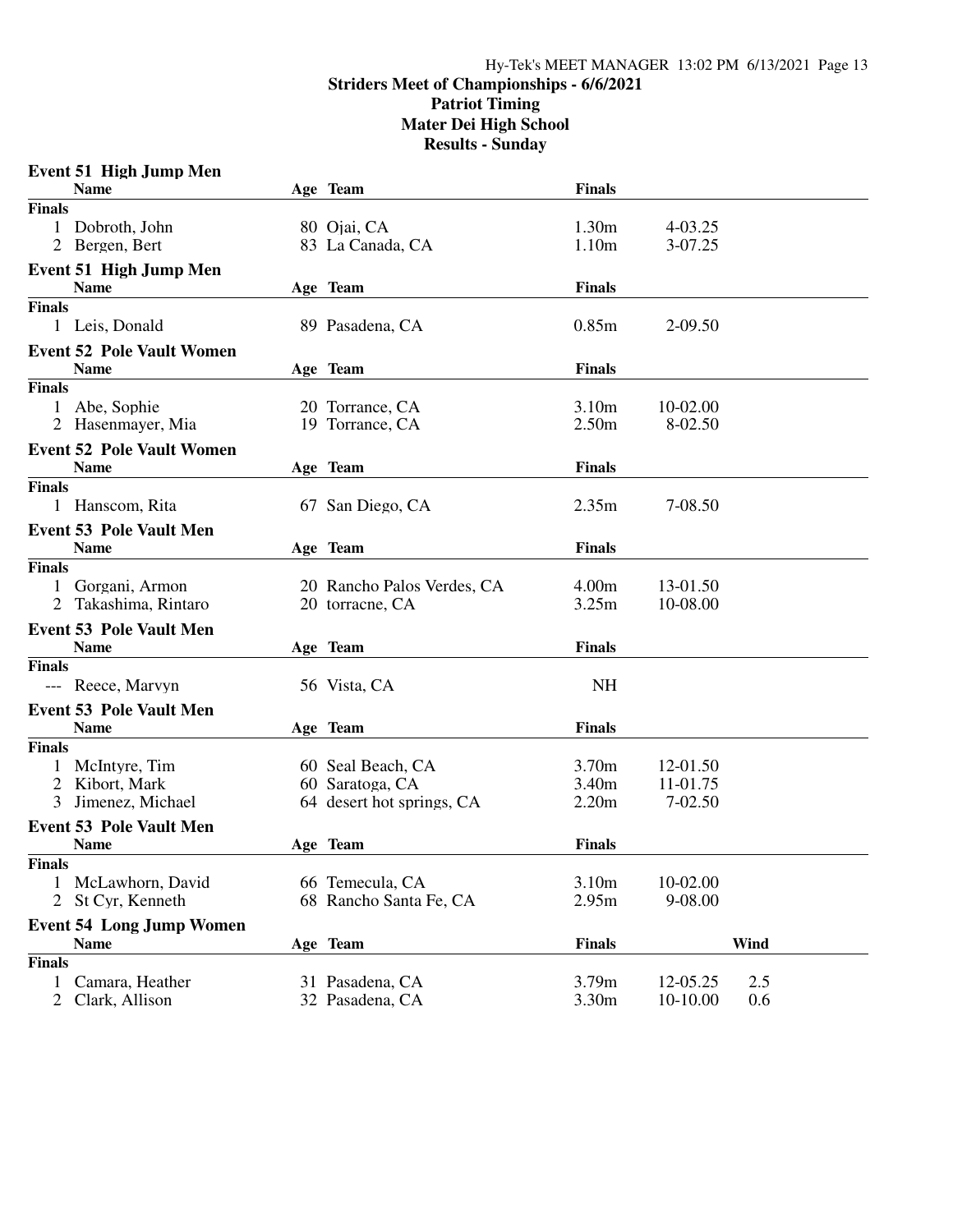## Striders Meet of Championships - 6/6/2021
## Patriot Timing
## Mater Dei High School
## Results - Sunday

### Event 51 High Jump Men

| | Name | Age | Team | Finals | |
|---|---|---|---|---|---|
| **Finals** | | | | | |
| 1 | Dobroth, John | 80 | Ojai, CA | 1.30m | 4-03.25 |
| 2 | Bergen, Bert | 83 | La Canada, CA | 1.10m | 3-07.25 |

### Event 51 High Jump Men

| | Name | Age | Team | Finals | |
|---|---|---|---|---|---|
| **Finals** | | | | | |
| 1 | Leis, Donald | 89 | Pasadena, CA | 0.85m | 2-09.50 |

### Event 52 Pole Vault Women

| | Name | Age | Team | Finals | |
|---|---|---|---|---|---|
| **Finals** | | | | | |
| 1 | Abe, Sophie | 20 | Torrance, CA | 3.10m | 10-02.00 |
| 2 | Hasenmayer, Mia | 19 | Torrance, CA | 2.50m | 8-02.50 |

### Event 52 Pole Vault Women

| | Name | Age | Team | Finals | |
|---|---|---|---|---|---|
| **Finals** | | | | | |
| 1 | Hanscom, Rita | 67 | San Diego, CA | 2.35m | 7-08.50 |

### Event 53 Pole Vault Men

| | Name | Age | Team | Finals | |
|---|---|---|---|---|---|
| **Finals** | | | | | |
| 1 | Gorgani, Armon | 20 | Rancho Palos Verdes, CA | 4.00m | 13-01.50 |
| 2 | Takashima, Rintaro | 20 | torracne, CA | 3.25m | 10-08.00 |

### Event 53 Pole Vault Men

| | Name | Age | Team | Finals |
|---|---|---|---|---|
| **Finals** | | | | |
| --- | Reece, Marvyn | 56 | Vista, CA | NH |

### Event 53 Pole Vault Men

| | Name | Age | Team | Finals | |
|---|---|---|---|---|---|
| **Finals** | | | | | |
| 1 | McIntyre, Tim | 60 | Seal Beach, CA | 3.70m | 12-01.50 |
| 2 | Kibort, Mark | 60 | Saratoga, CA | 3.40m | 11-01.75 |
| 3 | Jimenez, Michael | 64 | desert hot springs, CA | 2.20m | 7-02.50 |

### Event 53 Pole Vault Men

| | Name | Age | Team | Finals | |
|---|---|---|---|---|---|
| **Finals** | | | | | |
| 1 | McLawhorn, David | 66 | Temecula, CA | 3.10m | 10-02.00 |
| 2 | St Cyr, Kenneth | 68 | Rancho Santa Fe, CA | 2.95m | 9-08.00 |

### Event 54 Long Jump Women

| | Name | Age | Team | Finals | | Wind |
|---|---|---|---|---|---|---|
| **Finals** | | | | | | |
| 1 | Camara, Heather | 31 | Pasadena, CA | 3.79m | 12-05.25 | 2.5 |
| 2 | Clark, Allison | 32 | Pasadena, CA | 3.30m | 10-10.00 | 0.6 |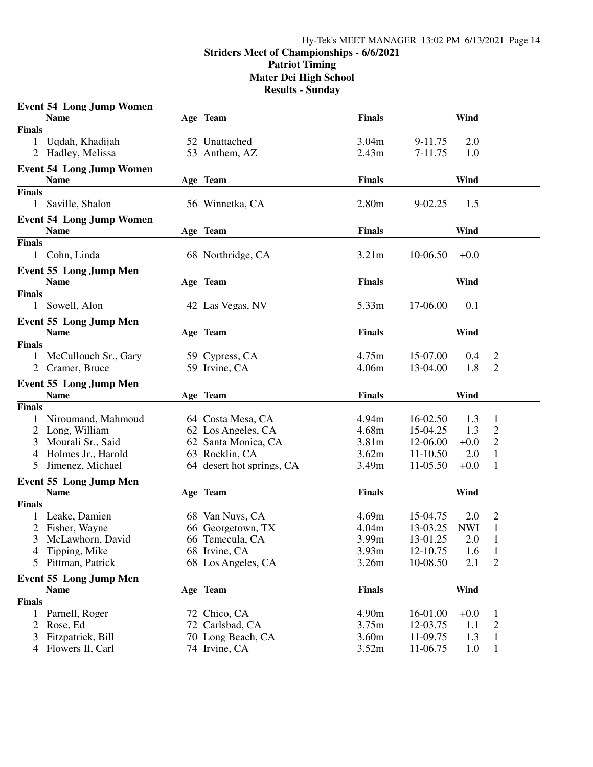**Striders Meet of Championships - 6/6/2021**
**Patriot Timing**
**Mater Dei High School**
**Results - Sunday**

### Event 54 Long Jump Women

| | Name | Age | Team | Finals | | Wind | |
|---|---|---|---|---|---|---|---|
| **Finals** | | | | | | | |
| 1 | Uqdah, Khadijah | 52 | Unattached | 3.04m | 9-11.75 | 2.0 | |
| 2 | Hadley, Melissa | 53 | Anthem, AZ | 2.43m | 7-11.75 | 1.0 | |

### Event 54 Long Jump Women

| | Name | Age | Team | Finals | | Wind | |
|---|---|---|---|---|---|---|---|
| **Finals** | | | | | | | |
| 1 | Saville, Shalon | 56 | Winnetka, CA | 2.80m | 9-02.25 | 1.5 | |

### Event 54 Long Jump Women

| | Name | Age | Team | Finals | | Wind | |
|---|---|---|---|---|---|---|---|
| **Finals** | | | | | | | |
| 1 | Cohn, Linda | 68 | Northridge, CA | 3.21m | 10-06.50 | +0.0 | |

### Event 55 Long Jump Men

| | Name | Age | Team | Finals | | Wind | |
|---|---|---|---|---|---|---|---|
| **Finals** | | | | | | | |
| 1 | Sowell, Alon | 42 | Las Vegas, NV | 5.33m | 17-06.00 | 0.1 | |

### Event 55 Long Jump Men

| | Name | Age | Team | Finals | | Wind | |
|---|---|---|---|---|---|---|---|
| **Finals** | | | | | | | |
| 1 | McCullouch Sr., Gary | 59 | Cypress, CA | 4.75m | 15-07.00 | 0.4 | 2 |
| 2 | Cramer, Bruce | 59 | Irvine, CA | 4.06m | 13-04.00 | 1.8 | 2 |

### Event 55 Long Jump Men

| | Name | Age | Team | Finals | | Wind | |
|---|---|---|---|---|---|---|---|
| **Finals** | | | | | | | |
| 1 | Niroumand, Mahmoud | 64 | Costa Mesa, CA | 4.94m | 16-02.50 | 1.3 | 1 |
| 2 | Long, William | 62 | Los Angeles, CA | 4.68m | 15-04.25 | 1.3 | 2 |
| 3 | Mourali Sr., Said | 62 | Santa Monica, CA | 3.81m | 12-06.00 | +0.0 | 2 |
| 4 | Holmes Jr., Harold | 63 | Rocklin, CA | 3.62m | 11-10.50 | 2.0 | 1 |
| 5 | Jimenez, Michael | 64 | desert hot springs, CA | 3.49m | 11-05.50 | +0.0 | 1 |

### Event 55 Long Jump Men

| | Name | Age | Team | Finals | | Wind | |
|---|---|---|---|---|---|---|---|
| **Finals** | | | | | | | |
| 1 | Leake, Damien | 68 | Van Nuys, CA | 4.69m | 15-04.75 | 2.0 | 2 |
| 2 | Fisher, Wayne | 66 | Georgetown, TX | 4.04m | 13-03.25 | NWI | 1 |
| 3 | McLawhorn, David | 66 | Temecula, CA | 3.99m | 13-01.25 | 2.0 | 1 |
| 4 | Tipping, Mike | 68 | Irvine, CA | 3.93m | 12-10.75 | 1.6 | 1 |
| 5 | Pittman, Patrick | 68 | Los Angeles, CA | 3.26m | 10-08.50 | 2.1 | 2 |

### Event 55 Long Jump Men

| | Name | Age | Team | Finals | | Wind | |
|---|---|---|---|---|---|---|---|
| **Finals** | | | | | | | |
| 1 | Parnell, Roger | 72 | Chico, CA | 4.90m | 16-01.00 | +0.0 | 1 |
| 2 | Rose, Ed | 72 | Carlsbad, CA | 3.75m | 12-03.75 | 1.1 | 2 |
| 3 | Fitzpatrick, Bill | 70 | Long Beach, CA | 3.60m | 11-09.75 | 1.3 | 1 |
| 4 | Flowers II, Carl | 74 | Irvine, CA | 3.52m | 11-06.75 | 1.0 | 1 |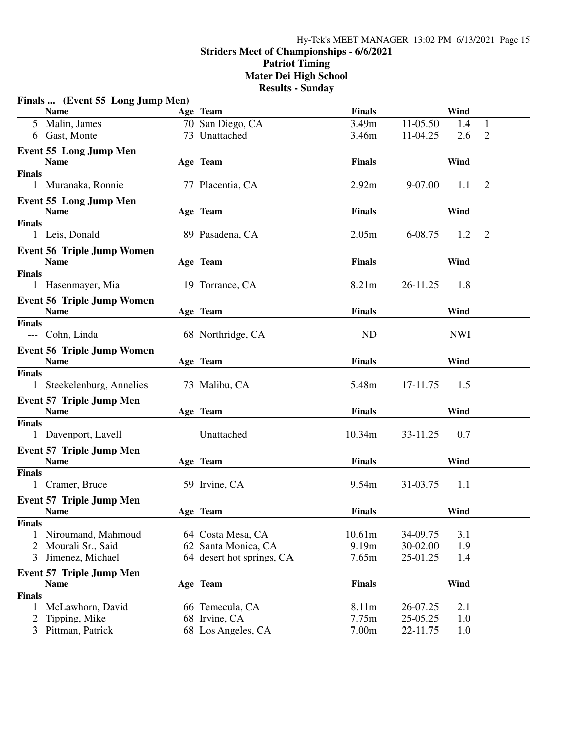## Striders Meet of Championships - 6/6/2021
## Patriot Timing
## Mater Dei High School
## Results - Sunday

### Finals ... (Event 55 Long Jump Men)

| | Name | Age | Team | Finals | | Wind | |
|---|---|---|---|---|---|---|---|
| 5 | Malin, James | 70 | San Diego, CA | 3.49m | 11-05.50 | 1.4 | 1 |
| 6 | Gast, Monte | 73 | Unattached | 3.46m | 11-04.25 | 2.6 | 2 |

### Event 55 Long Jump Men

| | Name | Age | Team | Finals | | Wind | |
|---|---|---|---|---|---|---|---|
| **Finals** | | | | | | | |
| 1 | Muranaka, Ronnie | 77 | Placentia, CA | 2.92m | 9-07.00 | 1.1 | 2 |

### Event 55 Long Jump Men

| | Name | Age | Team | Finals | | Wind | |
|---|---|---|---|---|---|---|---|
| **Finals** | | | | | | | |
| 1 | Leis, Donald | 89 | Pasadena, CA | 2.05m | 6-08.75 | 1.2 | 2 |

### Event 56 Triple Jump Women

| | Name | Age | Team | Finals | | Wind |
|---|---|---|---|---|---|---|
| **Finals** | | | | | | |
| 1 | Hasenmayer, Mia | 19 | Torrance, CA | 8.21m | 26-11.25 | 1.8 |

### Event 56 Triple Jump Women

| | Name | Age | Team | Finals | | Wind |
|---|---|---|---|---|---|---|
| **Finals** | | | | | | |
| --- | Cohn, Linda | 68 | Northridge, CA | ND | | NWI |

### Event 56 Triple Jump Women

| | Name | Age | Team | Finals | | Wind |
|---|---|---|---|---|---|---|
| **Finals** | | | | | | |
| 1 | Steekelenburg, Annelies | 73 | Malibu, CA | 5.48m | 17-11.75 | 1.5 |

### Event 57 Triple Jump Men

| | Name | Age | Team | Finals | | Wind |
|---|---|---|---|---|---|---|
| **Finals** | | | | | | |
| 1 | Davenport, Lavell | | Unattached | 10.34m | 33-11.25 | 0.7 |

### Event 57 Triple Jump Men

| | Name | Age | Team | Finals | | Wind |
|---|---|---|---|---|---|---|
| **Finals** | | | | | | |
| 1 | Cramer, Bruce | 59 | Irvine, CA | 9.54m | 31-03.75 | 1.1 |

### Event 57 Triple Jump Men

| | Name | Age | Team | Finals | | Wind |
|---|---|---|---|---|---|---|
| **Finals** | | | | | | |
| 1 | Niroumand, Mahmoud | 64 | Costa Mesa, CA | 10.61m | 34-09.75 | 3.1 |
| 2 | Mourali Sr., Said | 62 | Santa Monica, CA | 9.19m | 30-02.00 | 1.9 |
| 3 | Jimenez, Michael | 64 | desert hot springs, CA | 7.65m | 25-01.25 | 1.4 |

### Event 57 Triple Jump Men

| | Name | Age | Team | Finals | | Wind |
|---|---|---|---|---|---|---|
| **Finals** | | | | | | |
| 1 | McLawhorn, David | 66 | Temecula, CA | 8.11m | 26-07.25 | 2.1 |
| 2 | Tipping, Mike | 68 | Irvine, CA | 7.75m | 25-05.25 | 1.0 |
| 3 | Pittman, Patrick | 68 | Los Angeles, CA | 7.00m | 22-11.75 | 1.0 |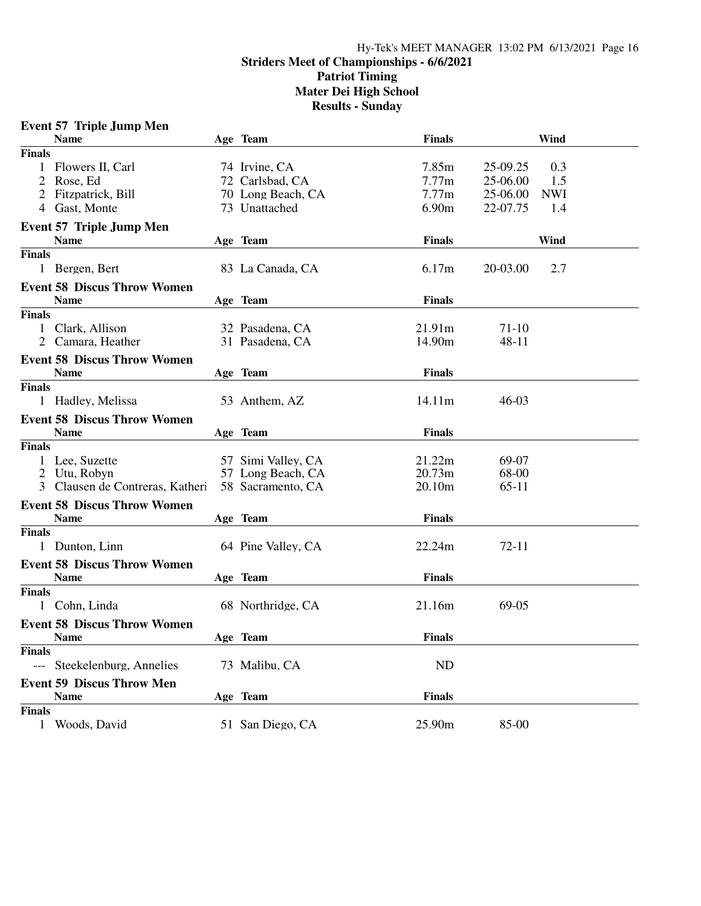## Striders Meet of Championships - 6/6/2021
## Patriot Timing
## Mater Dei High School
## Results - Sunday

### Event 57 Triple Jump Men

| | Name | Age | Team | Finals | | Wind |
|---|---|---|---|---|---|---|
| **Finals** | | | | | | |
| 1 | Flowers II, Carl | 74 | Irvine, CA | 7.85m | 25-09.25 | 0.3 |
| 2 | Rose, Ed | 72 | Carlsbad, CA | 7.77m | 25-06.00 | 1.5 |
| 2 | Fitzpatrick, Bill | 70 | Long Beach, CA | 7.77m | 25-06.00 | NWI |
| 4 | Gast, Monte | 73 | Unattached | 6.90m | 22-07.75 | 1.4 |

### Event 57 Triple Jump Men

| | Name | Age | Team | Finals | | Wind |
|---|---|---|---|---|---|---|
| **Finals** | | | | | | |
| 1 | Bergen, Bert | 83 | La Canada, CA | 6.17m | 20-03.00 | 2.7 |

### Event 58 Discus Throw Women

| | Name | Age | Team | Finals | |
|---|---|---|---|---|---|
| **Finals** | | | | | |
| 1 | Clark, Allison | 32 | Pasadena, CA | 21.91m | 71-10 |
| 2 | Camara, Heather | 31 | Pasadena, CA | 14.90m | 48-11 |

### Event 58 Discus Throw Women

| | Name | Age | Team | Finals | |
|---|---|---|---|---|---|
| **Finals** | | | | | |
| 1 | Hadley, Melissa | 53 | Anthem, AZ | 14.11m | 46-03 |

### Event 58 Discus Throw Women

| | Name | Age | Team | Finals | |
|---|---|---|---|---|---|
| **Finals** | | | | | |
| 1 | Lee, Suzette | 57 | Simi Valley, CA | 21.22m | 69-07 |
| 2 | Utu, Robyn | 57 | Long Beach, CA | 20.73m | 68-00 |
| 3 | Clausen de Contreras, Katheri | 58 | Sacramento, CA | 20.10m | 65-11 |

### Event 58 Discus Throw Women

| | Name | Age | Team | Finals | |
|---|---|---|---|---|---|
| **Finals** | | | | | |
| 1 | Dunton, Linn | 64 | Pine Valley, CA | 22.24m | 72-11 |

### Event 58 Discus Throw Women

| | Name | Age | Team | Finals | |
|---|---|---|---|---|---|
| **Finals** | | | | | |
| 1 | Cohn, Linda | 68 | Northridge, CA | 21.16m | 69-05 |

### Event 58 Discus Throw Women

| | Name | Age | Team | Finals |
|---|---|---|---|---|
| **Finals** | | | | |
| --- | Steekelenburg, Annelies | 73 | Malibu, CA | ND |

### Event 59 Discus Throw Men

| | Name | Age | Team | Finals | |
|---|---|---|---|---|---|
| **Finals** | | | | | |
| 1 | Woods, David | 51 | San Diego, CA | 25.90m | 85-00 |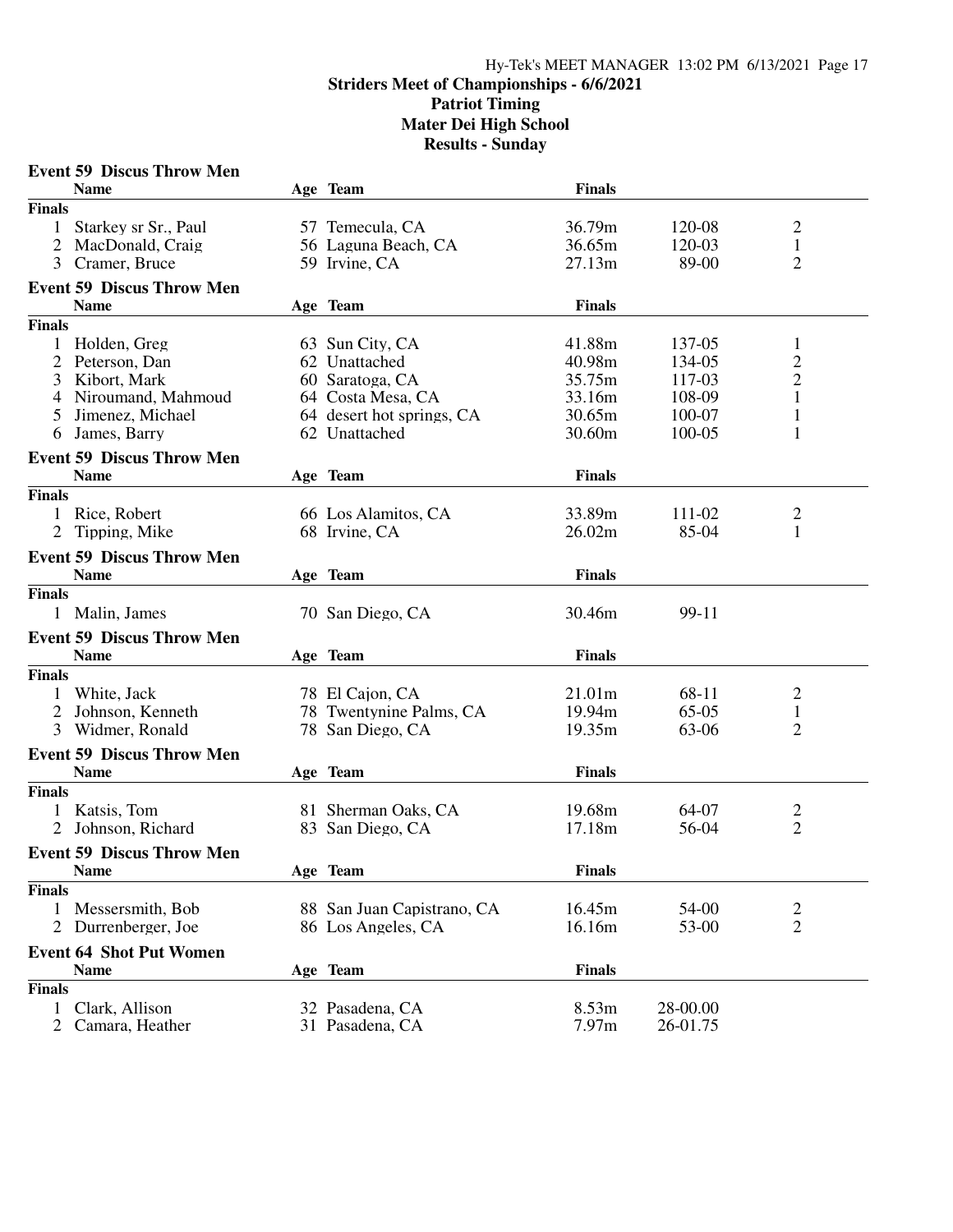**Striders Meet of Championships - 6/6/2021**
**Patriot Timing**
**Mater Dei High School**
**Results - Sunday**

### Event 59 Discus Throw Men

| | Name | Age | Team | Finals | | |
|---|---|---|---|---|---|---|
| **Finals** | | | | | | |
| 1 | Starkey sr Sr., Paul | 57 | Temecula, CA | 36.79m | 120-08 | 2 |
| 2 | MacDonald, Craig | 56 | Laguna Beach, CA | 36.65m | 120-03 | 1 |
| 3 | Cramer, Bruce | 59 | Irvine, CA | 27.13m | 89-00 | 2 |

### Event 59 Discus Throw Men

| | Name | Age | Team | Finals | | |
|---|---|---|---|---|---|---|
| **Finals** | | | | | | |
| 1 | Holden, Greg | 63 | Sun City, CA | 41.88m | 137-05 | 1 |
| 2 | Peterson, Dan | 62 | Unattached | 40.98m | 134-05 | 2 |
| 3 | Kibort, Mark | 60 | Saratoga, CA | 35.75m | 117-03 | 2 |
| 4 | Niroumand, Mahmoud | 64 | Costa Mesa, CA | 33.16m | 108-09 | 1 |
| 5 | Jimenez, Michael | 64 | desert hot springs, CA | 30.65m | 100-07 | 1 |
| 6 | James, Barry | 62 | Unattached | 30.60m | 100-05 | 1 |

### Event 59 Discus Throw Men

| | Name | Age | Team | Finals | | |
|---|---|---|---|---|---|---|
| **Finals** | | | | | | |
| 1 | Rice, Robert | 66 | Los Alamitos, CA | 33.89m | 111-02 | 2 |
| 2 | Tipping, Mike | 68 | Irvine, CA | 26.02m | 85-04 | 1 |

### Event 59 Discus Throw Men

| | Name | Age | Team | Finals | |
|---|---|---|---|---|---|
| **Finals** | | | | | |
| 1 | Malin, James | 70 | San Diego, CA | 30.46m | 99-11 |

### Event 59 Discus Throw Men

| | Name | Age | Team | Finals | | |
|---|---|---|---|---|---|---|
| **Finals** | | | | | | |
| 1 | White, Jack | 78 | El Cajon, CA | 21.01m | 68-11 | 2 |
| 2 | Johnson, Kenneth | 78 | Twentynine Palms, CA | 19.94m | 65-05 | 1 |
| 3 | Widmer, Ronald | 78 | San Diego, CA | 19.35m | 63-06 | 2 |

### Event 59 Discus Throw Men

| | Name | Age | Team | Finals | | |
|---|---|---|---|---|---|---|
| **Finals** | | | | | | |
| 1 | Katsis, Tom | 81 | Sherman Oaks, CA | 19.68m | 64-07 | 2 |
| 2 | Johnson, Richard | 83 | San Diego, CA | 17.18m | 56-04 | 2 |

### Event 59 Discus Throw Men

| | Name | Age | Team | Finals | | |
|---|---|---|---|---|---|---|
| **Finals** | | | | | | |
| 1 | Messersmith, Bob | 88 | San Juan Capistrano, CA | 16.45m | 54-00 | 2 |
| 2 | Durrenberger, Joe | 86 | Los Angeles, CA | 16.16m | 53-00 | 2 |

### Event 64 Shot Put Women

| | Name | Age | Team | Finals | |
|---|---|---|---|---|---|
| **Finals** | | | | | |
| 1 | Clark, Allison | 32 | Pasadena, CA | 8.53m | 28-00.00 |
| 2 | Camara, Heather | 31 | Pasadena, CA | 7.97m | 26-01.75 |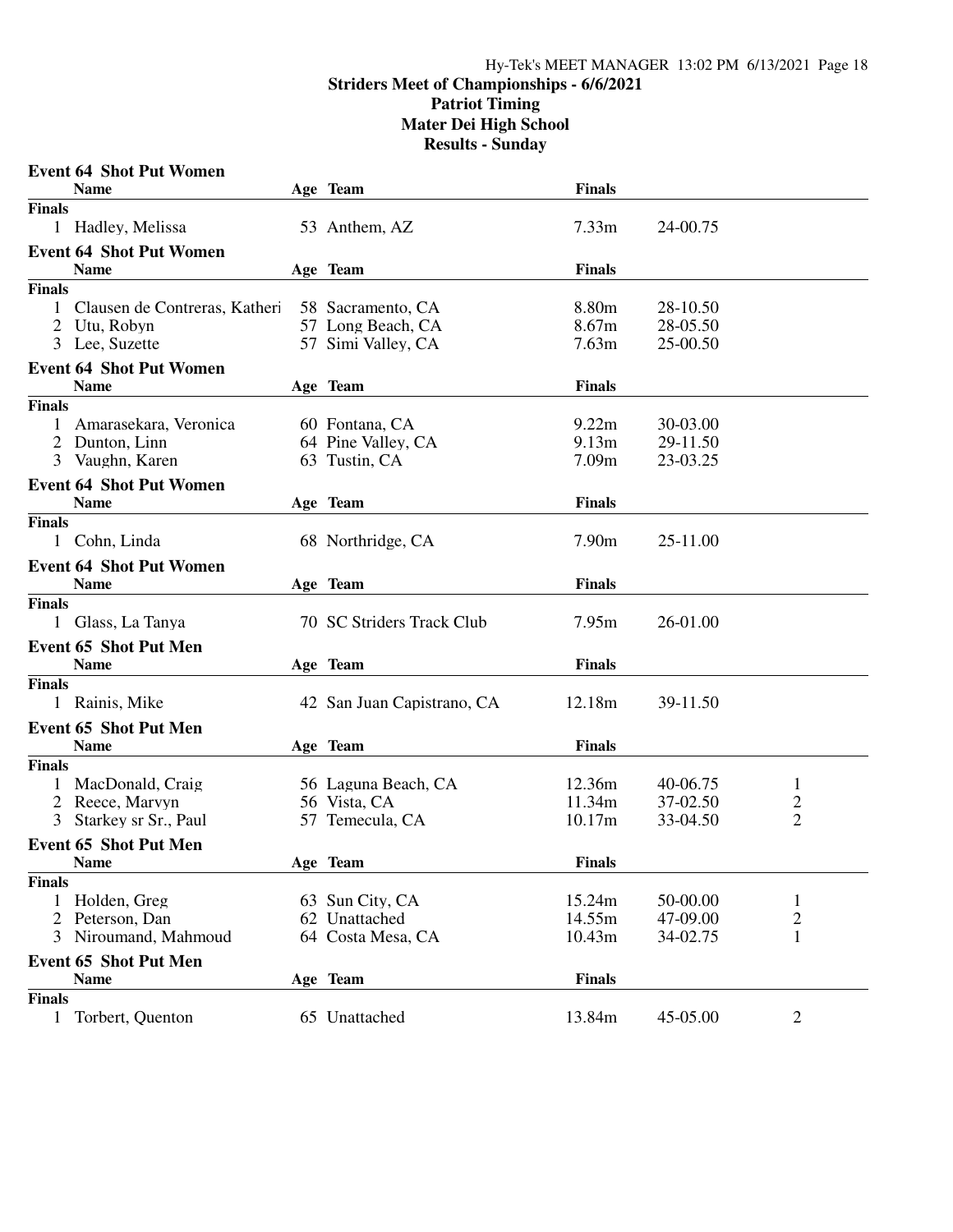**Striders Meet of Championships - 6/6/2021**
**Patriot Timing**
**Mater Dei High School**
**Results - Sunday**

### Event 64 Shot Put Women

| | Name | Age | Team | Finals | | |
|---|---|---|---|---|---|---|
| **Finals** | | | | | | |
| 1 | Hadley, Melissa | 53 | Anthem, AZ | 7.33m | 24-00.75 | |

### Event 64 Shot Put Women

| | Name | Age | Team | Finals | | |
|---|---|---|---|---|---|---|
| **Finals** | | | | | | |
| 1 | Clausen de Contreras, Katheri | 58 | Sacramento, CA | 8.80m | 28-10.50 | |
| 2 | Utu, Robyn | 57 | Long Beach, CA | 8.67m | 28-05.50 | |
| 3 | Lee, Suzette | 57 | Simi Valley, CA | 7.63m | 25-00.50 | |

### Event 64 Shot Put Women

| | Name | Age | Team | Finals | | |
|---|---|---|---|---|---|---|
| **Finals** | | | | | | |
| 1 | Amarasekara, Veronica | 60 | Fontana, CA | 9.22m | 30-03.00 | |
| 2 | Dunton, Linn | 64 | Pine Valley, CA | 9.13m | 29-11.50 | |
| 3 | Vaughn, Karen | 63 | Tustin, CA | 7.09m | 23-03.25 | |

### Event 64 Shot Put Women

| | Name | Age | Team | Finals | | |
|---|---|---|---|---|---|---|
| **Finals** | | | | | | |
| 1 | Cohn, Linda | 68 | Northridge, CA | 7.90m | 25-11.00 | |

### Event 64 Shot Put Women

| | Name | Age | Team | Finals | | |
|---|---|---|---|---|---|---|
| **Finals** | | | | | | |
| 1 | Glass, La Tanya | 70 | SC Striders Track Club | 7.95m | 26-01.00 | |

### Event 65 Shot Put Men

| | Name | Age | Team | Finals | | |
|---|---|---|---|---|---|---|
| **Finals** | | | | | | |
| 1 | Rainis, Mike | 42 | San Juan Capistrano, CA | 12.18m | 39-11.50 | |

### Event 65 Shot Put Men

| | Name | Age | Team | Finals | | |
|---|---|---|---|---|---|---|
| **Finals** | | | | | | |
| 1 | MacDonald, Craig | 56 | Laguna Beach, CA | 12.36m | 40-06.75 | 1 |
| 2 | Reece, Marvyn | 56 | Vista, CA | 11.34m | 37-02.50 | 2 |
| 3 | Starkey sr Sr., Paul | 57 | Temecula, CA | 10.17m | 33-04.50 | 2 |

### Event 65 Shot Put Men

| | Name | Age | Team | Finals | | |
|---|---|---|---|---|---|---|
| **Finals** | | | | | | |
| 1 | Holden, Greg | 63 | Sun City, CA | 15.24m | 50-00.00 | 1 |
| 2 | Peterson, Dan | 62 | Unattached | 14.55m | 47-09.00 | 2 |
| 3 | Niroumand, Mahmoud | 64 | Costa Mesa, CA | 10.43m | 34-02.75 | 1 |

### Event 65 Shot Put Men

| | Name | Age | Team | Finals | | |
|---|---|---|---|---|---|---|
| **Finals** | | | | | | |
| 1 | Torbert, Quenton | 65 | Unattached | 13.84m | 45-05.00 | 2 |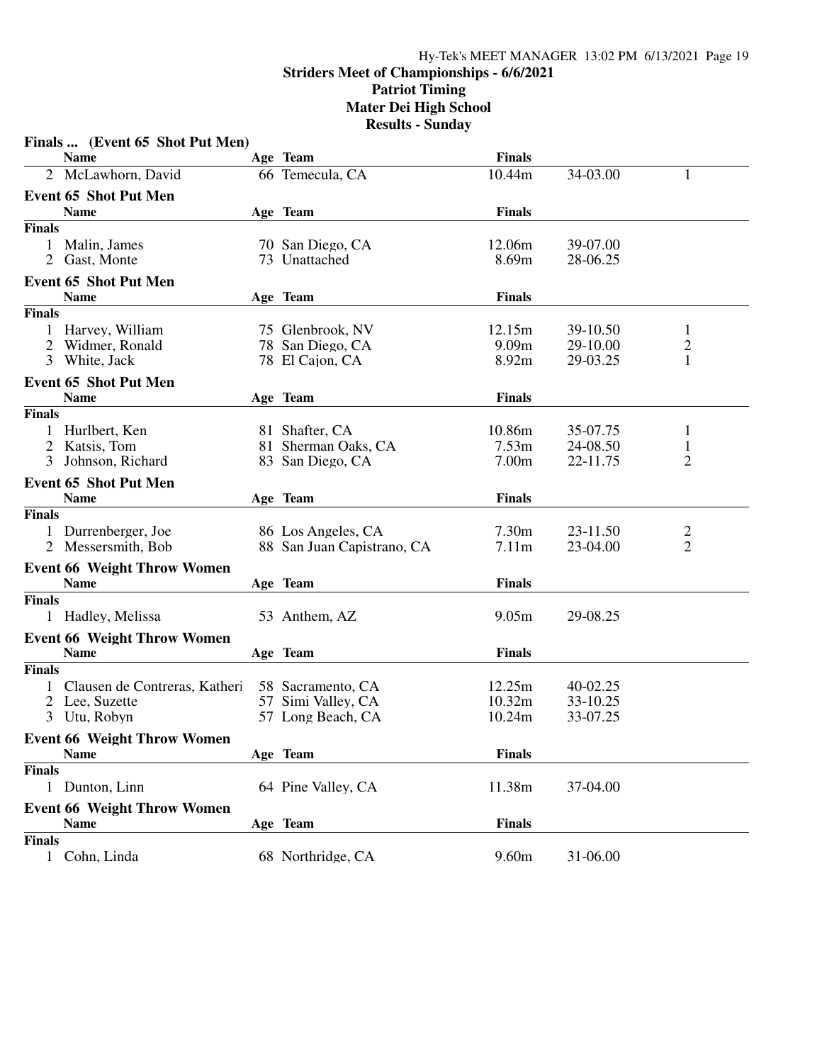## Striders Meet of Championships - 6/6/2021
## Patriot Timing
## Mater Dei High School
## Results - Sunday

### Finals ... (Event 65 Shot Put Men)

| | Name | Age | Team | Finals | | |
|---|---|---|---|---|---|---|
| 2 | McLawhorn, David | 66 | Temecula, CA | 10.44m | 34-03.00 | 1 |

### Event 65 Shot Put Men

| | Name | Age | Team | Finals | |
|---|---|---|---|---|---|
| **Finals** | | | | | |
| 1 | Malin, James | 70 | San Diego, CA | 12.06m | 39-07.00 |
| 2 | Gast, Monte | 73 | Unattached | 8.69m | 28-06.25 |

### Event 65 Shot Put Men

| | Name | Age | Team | Finals | | |
|---|---|---|---|---|---|---|
| **Finals** | | | | | | |
| 1 | Harvey, William | 75 | Glenbrook, NV | 12.15m | 39-10.50 | 1 |
| 2 | Widmer, Ronald | 78 | San Diego, CA | 9.09m | 29-10.00 | 2 |
| 3 | White, Jack | 78 | El Cajon, CA | 8.92m | 29-03.25 | 1 |

### Event 65 Shot Put Men

| | Name | Age | Team | Finals | | |
|---|---|---|---|---|---|---|
| **Finals** | | | | | | |
| 1 | Hurlbert, Ken | 81 | Shafter, CA | 10.86m | 35-07.75 | 1 |
| 2 | Katsis, Tom | 81 | Sherman Oaks, CA | 7.53m | 24-08.50 | 1 |
| 3 | Johnson, Richard | 83 | San Diego, CA | 7.00m | 22-11.75 | 2 |

### Event 65 Shot Put Men

| | Name | Age | Team | Finals | | |
|---|---|---|---|---|---|---|
| **Finals** | | | | | | |
| 1 | Durrenberger, Joe | 86 | Los Angeles, CA | 7.30m | 23-11.50 | 2 |
| 2 | Messersmith, Bob | 88 | San Juan Capistrano, CA | 7.11m | 23-04.00 | 2 |

### Event 66 Weight Throw Women

| | Name | Age | Team | Finals | |
|---|---|---|---|---|---|
| **Finals** | | | | | |
| 1 | Hadley, Melissa | 53 | Anthem, AZ | 9.05m | 29-08.25 |

### Event 66 Weight Throw Women

| | Name | Age | Team | Finals | |
|---|---|---|---|---|---|
| **Finals** | | | | | |
| 1 | Clausen de Contreras, Katheri | 58 | Sacramento, CA | 12.25m | 40-02.25 |
| 2 | Lee, Suzette | 57 | Simi Valley, CA | 10.32m | 33-10.25 |
| 3 | Utu, Robyn | 57 | Long Beach, CA | 10.24m | 33-07.25 |

### Event 66 Weight Throw Women

| | Name | Age | Team | Finals | |
|---|---|---|---|---|---|
| **Finals** | | | | | |
| 1 | Dunton, Linn | 64 | Pine Valley, CA | 11.38m | 37-04.00 |

### Event 66 Weight Throw Women

| | Name | Age | Team | Finals | |
|---|---|---|---|---|---|
| **Finals** | | | | | |
| 1 | Cohn, Linda | 68 | Northridge, CA | 9.60m | 31-06.00 |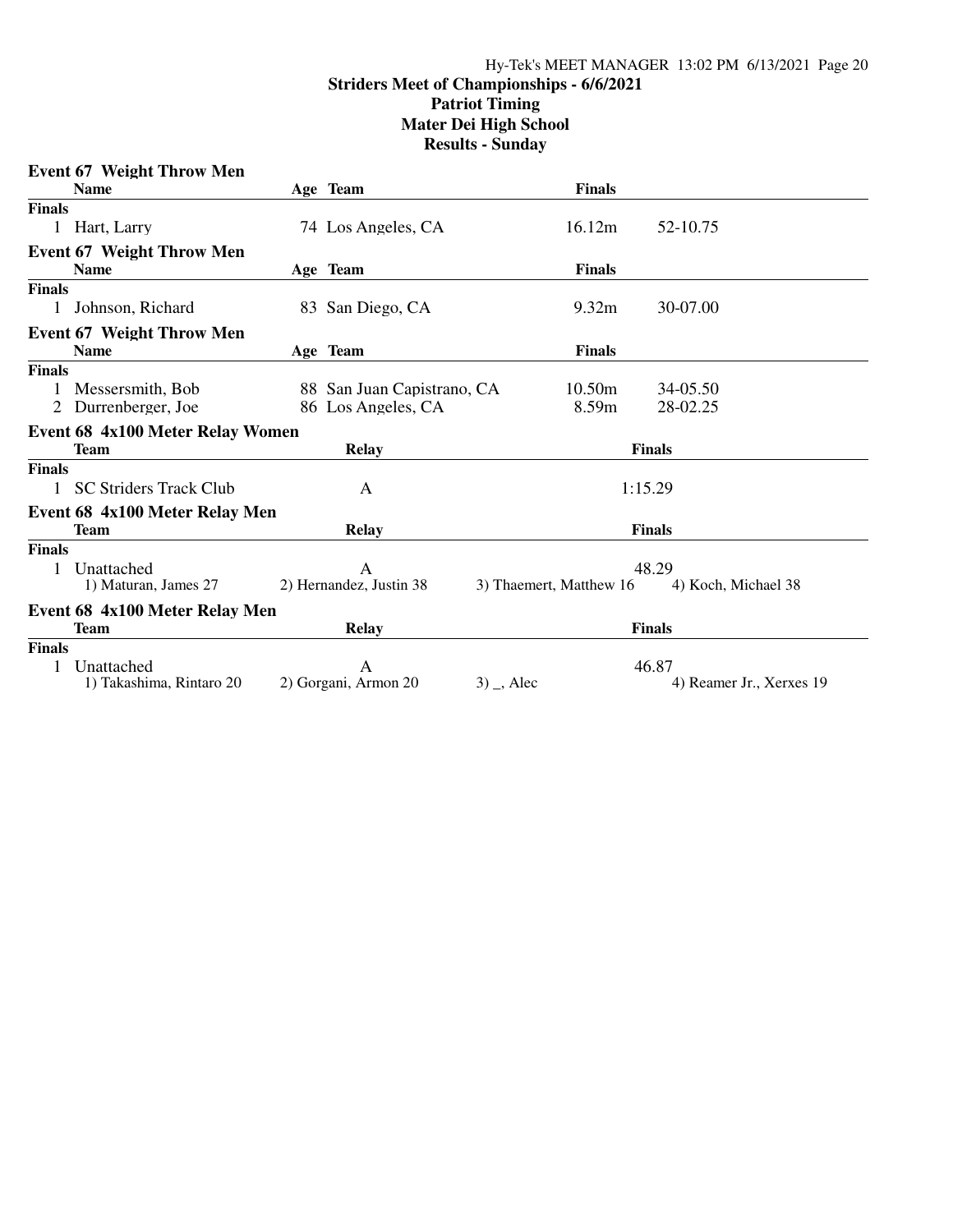**Striders Meet of Championships - 6/6/2021**
**Patriot Timing**
**Mater Dei High School**
**Results - Sunday**

### Event 67 Weight Throw Men

| | Name | Age | Team | Finals | |
|---|---|---|---|---|---|
| **Finals** | | | | | |
| 1 | Hart, Larry | 74 | Los Angeles, CA | 16.12m | 52-10.75 |

### Event 67 Weight Throw Men

| | Name | Age | Team | Finals | |
|---|---|---|---|---|---|
| **Finals** | | | | | |
| 1 | Johnson, Richard | 83 | San Diego, CA | 9.32m | 30-07.00 |

### Event 67 Weight Throw Men

| | Name | Age | Team | Finals | |
|---|---|---|---|---|---|
| **Finals** | | | | | |
| 1 | Messersmith, Bob | 88 | San Juan Capistrano, CA | 10.50m | 34-05.50 |
| 2 | Durrenberger, Joe | 86 | Los Angeles, CA | 8.59m | 28-02.25 |

### Event 68 4x100 Meter Relay Women

| | Team | Relay | Finals |
|---|---|---|---|
| **Finals** | | | |
| 1 | SC Striders Track Club | A | 1:15.29 |

### Event 68 4x100 Meter Relay Men

| | Team | Relay | Finals |
|---|---|---|---|
| **Finals** | | | |
| 1 | Unattached | A | 48.29 |

1) Maturan, James 27 2) Hernandez, Justin 38 3) Thaemert, Matthew 16 4) Koch, Michael 38

### Event 68 4x100 Meter Relay Men

| | Team | Relay | Finals |
|---|---|---|---|
| **Finals** | | | |
| 1 | Unattached | A | 46.87 |

1) Takashima, Rintaro 20 2) Gorgani, Armon 20 3) _, Alec 4) Reamer Jr., Xerxes 19